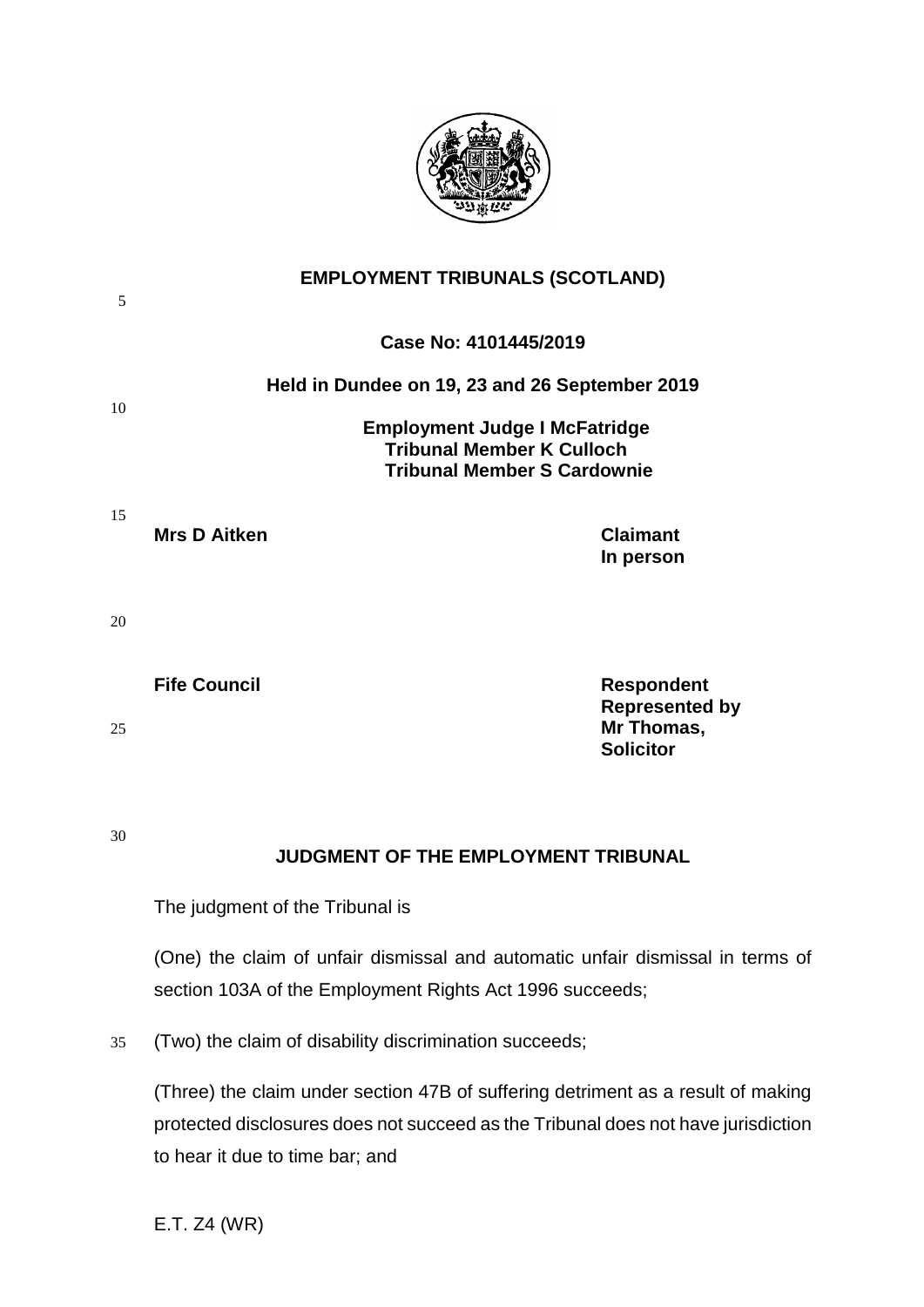# EMPLOYMENT TRIBUNALS (SCOTLAND)

**Case No: 4101445/2019**

**Held in Dundee on 19, 23 and 26 September 2019**

**Employment Judge I McFatridge**
**Tribunal Member K Culloch**
**Tribunal Member S Cardownie**

| | |
|---|---|
| **Mrs D Aitken** | **Claimant**<br>**In person** |
| **Fife Council** | **Respondent**<br>**Represented by**<br>**Mr Thomas,**<br>**Solicitor** |

## JUDGMENT OF THE EMPLOYMENT TRIBUNAL

The judgment of the Tribunal is

(One) the claim of unfair dismissal and automatic unfair dismissal in terms of section 103A of the Employment Rights Act 1996 succeeds;

(Two) the claim of disability discrimination succeeds;

(Three) the claim under section 47B of suffering detriment as a result of making protected disclosures does not succeed as the Tribunal does not have jurisdiction to hear it due to time bar; and

E.T. Z4 (WR)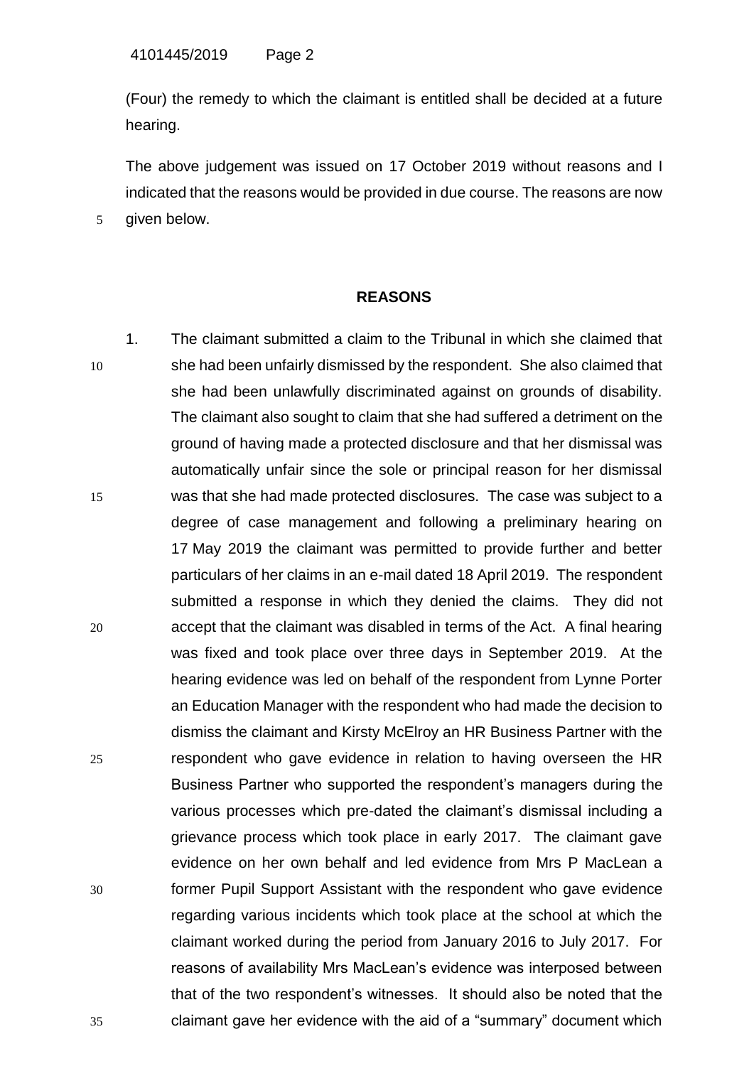(Four) the remedy to which the claimant is entitled shall be decided at a future hearing.

The above judgement was issued on 17 October 2019 without reasons and I indicated that the reasons would be provided in due course. The reasons are now given below.

## REASONS

1. The claimant submitted a claim to the Tribunal in which she claimed that she had been unfairly dismissed by the respondent. She also claimed that she had been unlawfully discriminated against on grounds of disability. The claimant also sought to claim that she had suffered a detriment on the ground of having made a protected disclosure and that her dismissal was automatically unfair since the sole or principal reason for her dismissal was that she had made protected disclosures. The case was subject to a degree of case management and following a preliminary hearing on 17 May 2019 the claimant was permitted to provide further and better particulars of her claims in an e-mail dated 18 April 2019. The respondent submitted a response in which they denied the claims. They did not accept that the claimant was disabled in terms of the Act. A final hearing was fixed and took place over three days in September 2019. At the hearing evidence was led on behalf of the respondent from Lynne Porter an Education Manager with the respondent who had made the decision to dismiss the claimant and Kirsty McElroy an HR Business Partner with the respondent who gave evidence in relation to having overseen the HR Business Partner who supported the respondent's managers during the various processes which pre-dated the claimant's dismissal including a grievance process which took place in early 2017. The claimant gave evidence on her own behalf and led evidence from Mrs P MacLean a former Pupil Support Assistant with the respondent who gave evidence regarding various incidents which took place at the school at which the claimant worked during the period from January 2016 to July 2017. For reasons of availability Mrs MacLean's evidence was interposed between that of the two respondent's witnesses. It should also be noted that the claimant gave her evidence with the aid of a "summary" document which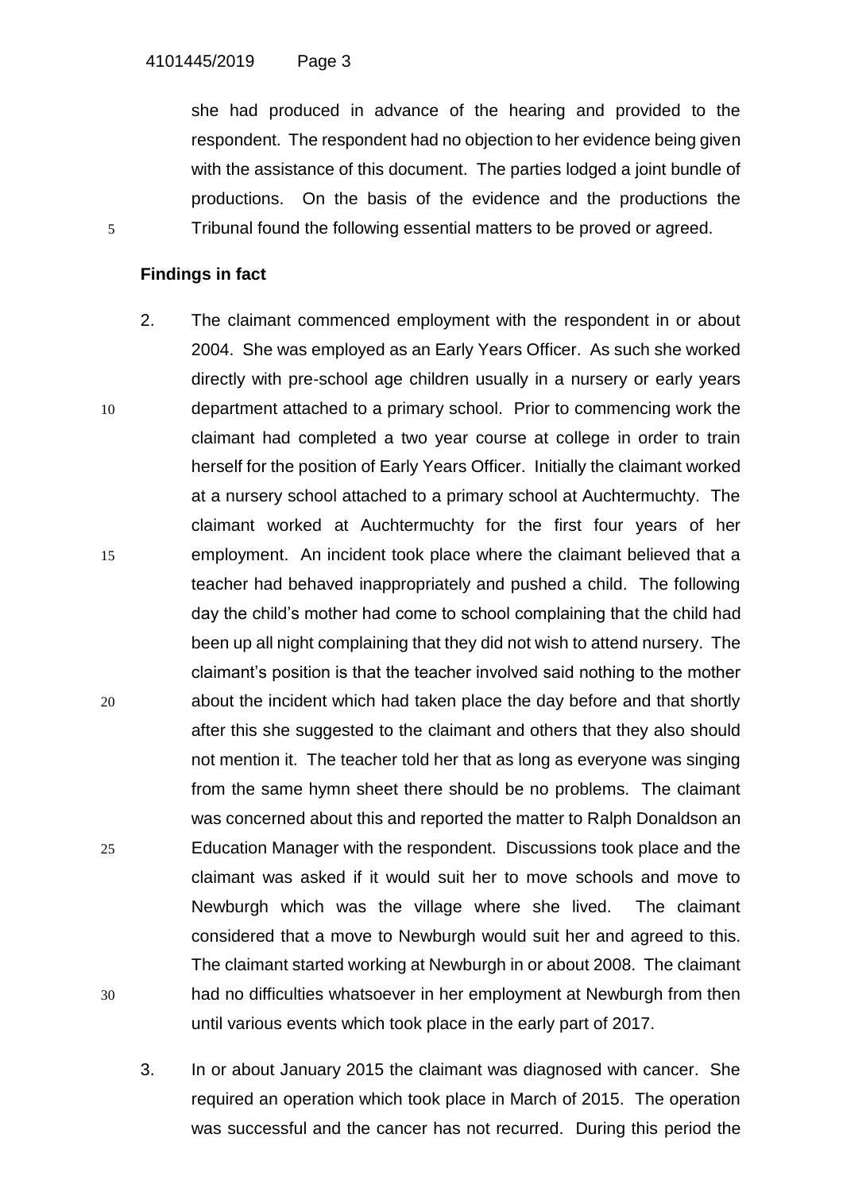she had produced in advance of the hearing and provided to the respondent. The respondent had no objection to her evidence being given with the assistance of this document. The parties lodged a joint bundle of productions. On the basis of the evidence and the productions the Tribunal found the following essential matters to be proved or agreed.

**Findings in fact**

2. The claimant commenced employment with the respondent in or about 2004. She was employed as an Early Years Officer. As such she worked directly with pre-school age children usually in a nursery or early years department attached to a primary school. Prior to commencing work the claimant had completed a two year course at college in order to train herself for the position of Early Years Officer. Initially the claimant worked at a nursery school attached to a primary school at Auchtermuchty. The claimant worked at Auchtermuchty for the first four years of her employment. An incident took place where the claimant believed that a teacher had behaved inappropriately and pushed a child. The following day the child's mother had come to school complaining that the child had been up all night complaining that they did not wish to attend nursery. The claimant's position is that the teacher involved said nothing to the mother about the incident which had taken place the day before and that shortly after this she suggested to the claimant and others that they also should not mention it. The teacher told her that as long as everyone was singing from the same hymn sheet there should be no problems. The claimant was concerned about this and reported the matter to Ralph Donaldson an Education Manager with the respondent. Discussions took place and the claimant was asked if it would suit her to move schools and move to Newburgh which was the village where she lived. The claimant considered that a move to Newburgh would suit her and agreed to this. The claimant started working at Newburgh in or about 2008. The claimant had no difficulties whatsoever in her employment at Newburgh from then until various events which took place in the early part of 2017.

3. In or about January 2015 the claimant was diagnosed with cancer. She required an operation which took place in March of 2015. The operation was successful and the cancer has not recurred. During this period the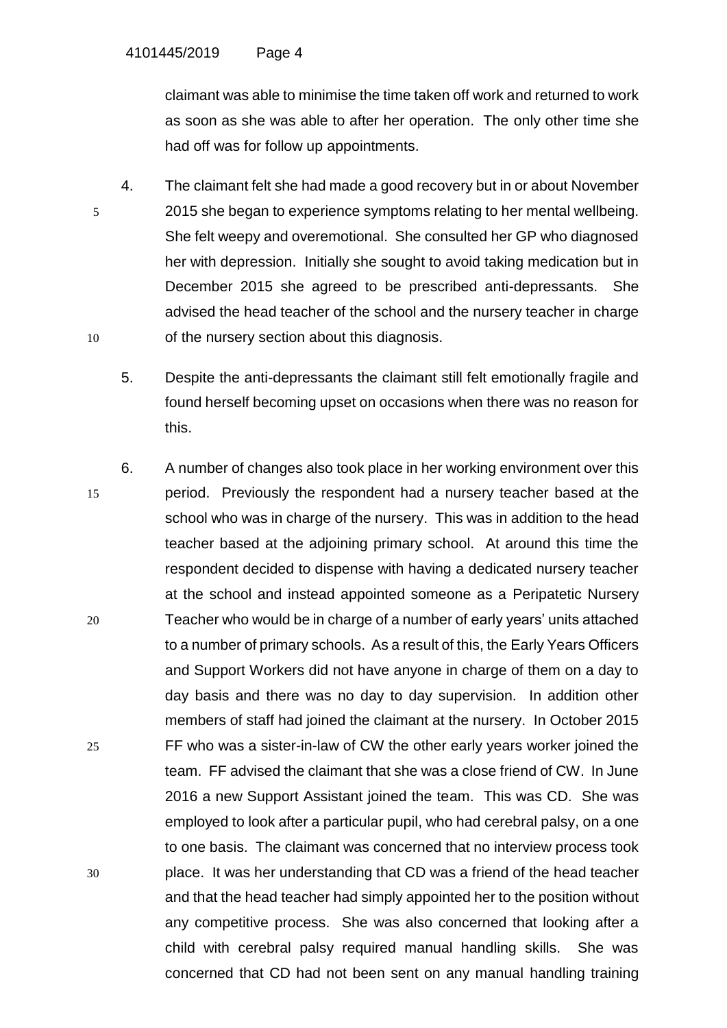claimant was able to minimise the time taken off work and returned to work as soon as she was able to after her operation. The only other time she had off was for follow up appointments.

4. The claimant felt she had made a good recovery but in or about November 2015 she began to experience symptoms relating to her mental wellbeing. She felt weepy and overemotional. She consulted her GP who diagnosed her with depression. Initially she sought to avoid taking medication but in December 2015 she agreed to be prescribed anti-depressants. She advised the head teacher of the school and the nursery teacher in charge of the nursery section about this diagnosis.

5. Despite the anti-depressants the claimant still felt emotionally fragile and found herself becoming upset on occasions when there was no reason for this.

6. A number of changes also took place in her working environment over this period. Previously the respondent had a nursery teacher based at the school who was in charge of the nursery. This was in addition to the head teacher based at the adjoining primary school. At around this time the respondent decided to dispense with having a dedicated nursery teacher at the school and instead appointed someone as a Peripatetic Nursery Teacher who would be in charge of a number of early years' units attached to a number of primary schools. As a result of this, the Early Years Officers and Support Workers did not have anyone in charge of them on a day to day basis and there was no day to day supervision. In addition other members of staff had joined the claimant at the nursery. In October 2015 FF who was a sister-in-law of CW the other early years worker joined the team. FF advised the claimant that she was a close friend of CW. In June 2016 a new Support Assistant joined the team. This was CD. She was employed to look after a particular pupil, who had cerebral palsy, on a one to one basis. The claimant was concerned that no interview process took place. It was her understanding that CD was a friend of the head teacher and that the head teacher had simply appointed her to the position without any competitive process. She was also concerned that looking after a child with cerebral palsy required manual handling skills. She was concerned that CD had not been sent on any manual handling training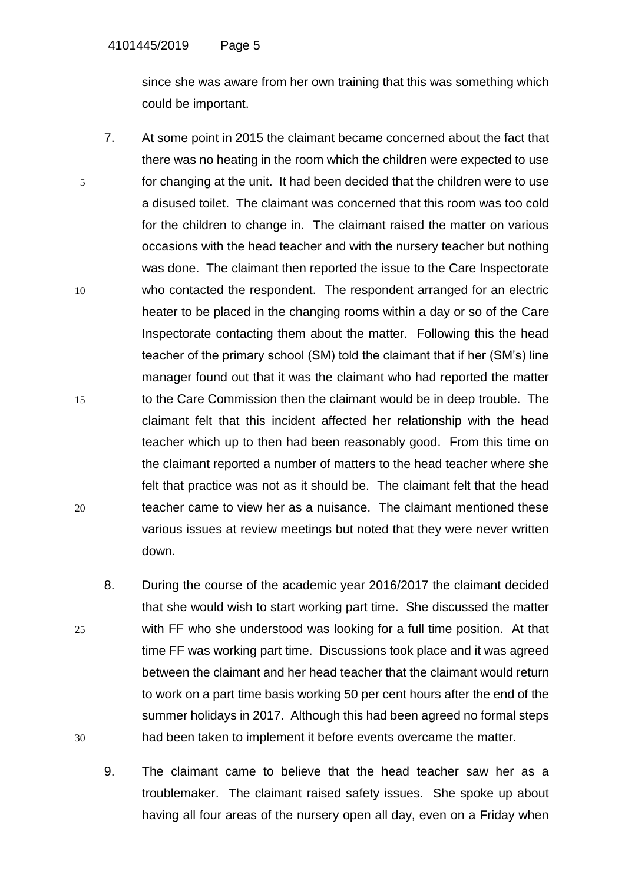since she was aware from her own training that this was something which could be important.

7. At some point in 2015 the claimant became concerned about the fact that there was no heating in the room which the children were expected to use for changing at the unit. It had been decided that the children were to use a disused toilet. The claimant was concerned that this room was too cold for the children to change in. The claimant raised the matter on various occasions with the head teacher and with the nursery teacher but nothing was done. The claimant then reported the issue to the Care Inspectorate who contacted the respondent. The respondent arranged for an electric heater to be placed in the changing rooms within a day or so of the Care Inspectorate contacting them about the matter. Following this the head teacher of the primary school (SM) told the claimant that if her (SM's) line manager found out that it was the claimant who had reported the matter to the Care Commission then the claimant would be in deep trouble. The claimant felt that this incident affected her relationship with the head teacher which up to then had been reasonably good. From this time on the claimant reported a number of matters to the head teacher where she felt that practice was not as it should be. The claimant felt that the head teacher came to view her as a nuisance. The claimant mentioned these various issues at review meetings but noted that they were never written down.

8. During the course of the academic year 2016/2017 the claimant decided that she would wish to start working part time. She discussed the matter with FF who she understood was looking for a full time position. At that time FF was working part time. Discussions took place and it was agreed between the claimant and her head teacher that the claimant would return to work on a part time basis working 50 per cent hours after the end of the summer holidays in 2017. Although this had been agreed no formal steps had been taken to implement it before events overcame the matter.

9. The claimant came to believe that the head teacher saw her as a troublemaker. The claimant raised safety issues. She spoke up about having all four areas of the nursery open all day, even on a Friday when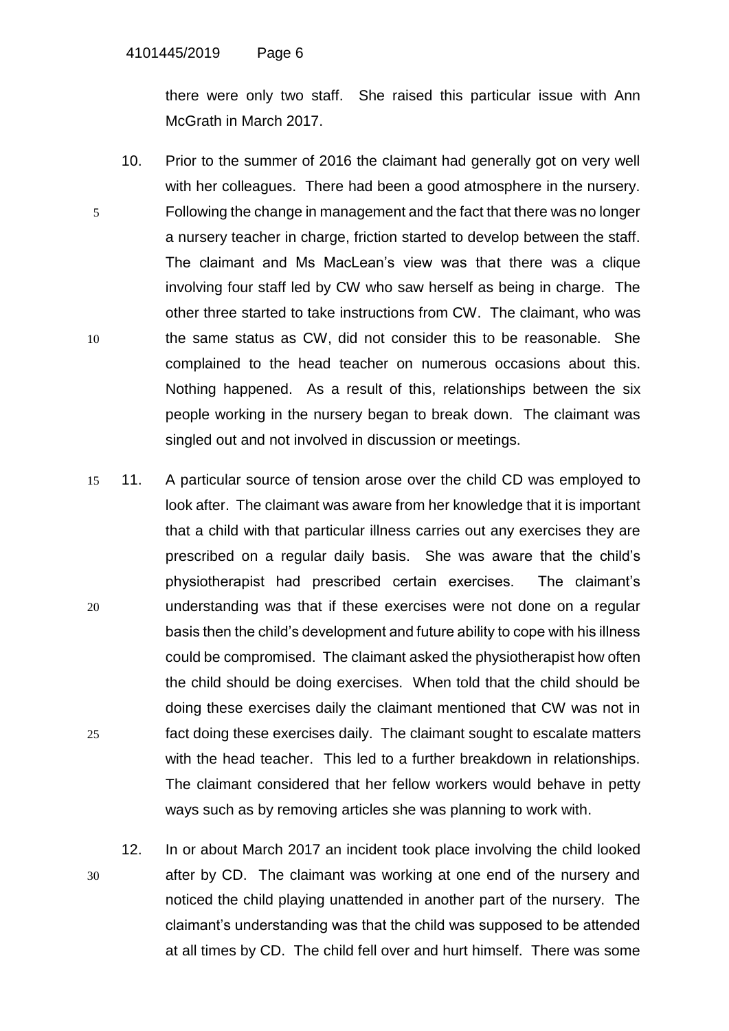there were only two staff. She raised this particular issue with Ann McGrath in March 2017.

10. Prior to the summer of 2016 the claimant had generally got on very well with her colleagues. There had been a good atmosphere in the nursery. Following the change in management and the fact that there was no longer a nursery teacher in charge, friction started to develop between the staff. The claimant and Ms MacLean's view was that there was a clique involving four staff led by CW who saw herself as being in charge. The other three started to take instructions from CW. The claimant, who was the same status as CW, did not consider this to be reasonable. She complained to the head teacher on numerous occasions about this. Nothing happened. As a result of this, relationships between the six people working in the nursery began to break down. The claimant was singled out and not involved in discussion or meetings.

11. A particular source of tension arose over the child CD was employed to look after. The claimant was aware from her knowledge that it is important that a child with that particular illness carries out any exercises they are prescribed on a regular daily basis. She was aware that the child's physiotherapist had prescribed certain exercises. The claimant's understanding was that if these exercises were not done on a regular basis then the child's development and future ability to cope with his illness could be compromised. The claimant asked the physiotherapist how often the child should be doing exercises. When told that the child should be doing these exercises daily the claimant mentioned that CW was not in fact doing these exercises daily. The claimant sought to escalate matters with the head teacher. This led to a further breakdown in relationships. The claimant considered that her fellow workers would behave in petty ways such as by removing articles she was planning to work with.

12. In or about March 2017 an incident took place involving the child looked after by CD. The claimant was working at one end of the nursery and noticed the child playing unattended in another part of the nursery. The claimant's understanding was that the child was supposed to be attended at all times by CD. The child fell over and hurt himself. There was some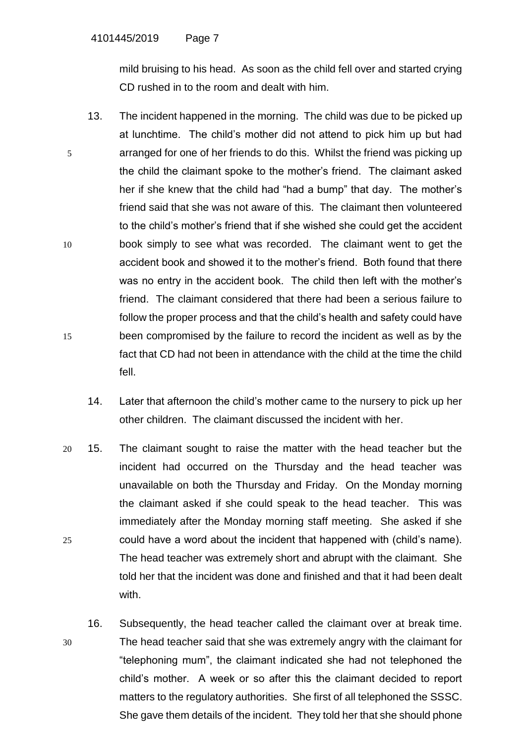mild bruising to his head. As soon as the child fell over and started crying CD rushed in to the room and dealt with him.

13. The incident happened in the morning. The child was due to be picked up at lunchtime. The child's mother did not attend to pick him up but had arranged for one of her friends to do this. Whilst the friend was picking up the child the claimant spoke to the mother's friend. The claimant asked her if she knew that the child had "had a bump" that day. The mother's friend said that she was not aware of this. The claimant then volunteered to the child's mother's friend that if she wished she could get the accident book simply to see what was recorded. The claimant went to get the accident book and showed it to the mother's friend. Both found that there was no entry in the accident book. The child then left with the mother's friend. The claimant considered that there had been a serious failure to follow the proper process and that the child's health and safety could have been compromised by the failure to record the incident as well as by the fact that CD had not been in attendance with the child at the time the child fell.

14. Later that afternoon the child's mother came to the nursery to pick up her other children. The claimant discussed the incident with her.

15. The claimant sought to raise the matter with the head teacher but the incident had occurred on the Thursday and the head teacher was unavailable on both the Thursday and Friday. On the Monday morning the claimant asked if she could speak to the head teacher. This was immediately after the Monday morning staff meeting. She asked if she could have a word about the incident that happened with (child's name). The head teacher was extremely short and abrupt with the claimant. She told her that the incident was done and finished and that it had been dealt with.

16. Subsequently, the head teacher called the claimant over at break time. The head teacher said that she was extremely angry with the claimant for "telephoning mum", the claimant indicated she had not telephoned the child's mother. A week or so after this the claimant decided to report matters to the regulatory authorities. She first of all telephoned the SSSC. She gave them details of the incident. They told her that she should phone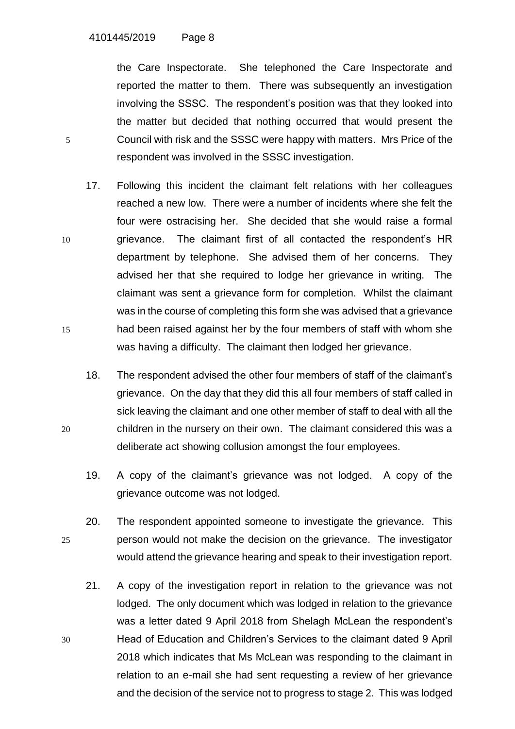the Care Inspectorate. She telephoned the Care Inspectorate and reported the matter to them. There was subsequently an investigation involving the SSSC. The respondent's position was that they looked into the matter but decided that nothing occurred that would present the Council with risk and the SSSC were happy with matters. Mrs Price of the respondent was involved in the SSSC investigation.

17. Following this incident the claimant felt relations with her colleagues reached a new low. There were a number of incidents where she felt the four were ostracising her. She decided that she would raise a formal grievance. The claimant first of all contacted the respondent's HR department by telephone. She advised them of her concerns. They advised her that she required to lodge her grievance in writing. The claimant was sent a grievance form for completion. Whilst the claimant was in the course of completing this form she was advised that a grievance had been raised against her by the four members of staff with whom she was having a difficulty. The claimant then lodged her grievance.

18. The respondent advised the other four members of staff of the claimant's grievance. On the day that they did this all four members of staff called in sick leaving the claimant and one other member of staff to deal with all the children in the nursery on their own. The claimant considered this was a deliberate act showing collusion amongst the four employees.

19. A copy of the claimant's grievance was not lodged. A copy of the grievance outcome was not lodged.

20. The respondent appointed someone to investigate the grievance. This person would not make the decision on the grievance. The investigator would attend the grievance hearing and speak to their investigation report.

21. A copy of the investigation report in relation to the grievance was not lodged. The only document which was lodged in relation to the grievance was a letter dated 9 April 2018 from Shelagh McLean the respondent's Head of Education and Children's Services to the claimant dated 9 April 2018 which indicates that Ms McLean was responding to the claimant in relation to an e-mail she had sent requesting a review of her grievance and the decision of the service not to progress to stage 2. This was lodged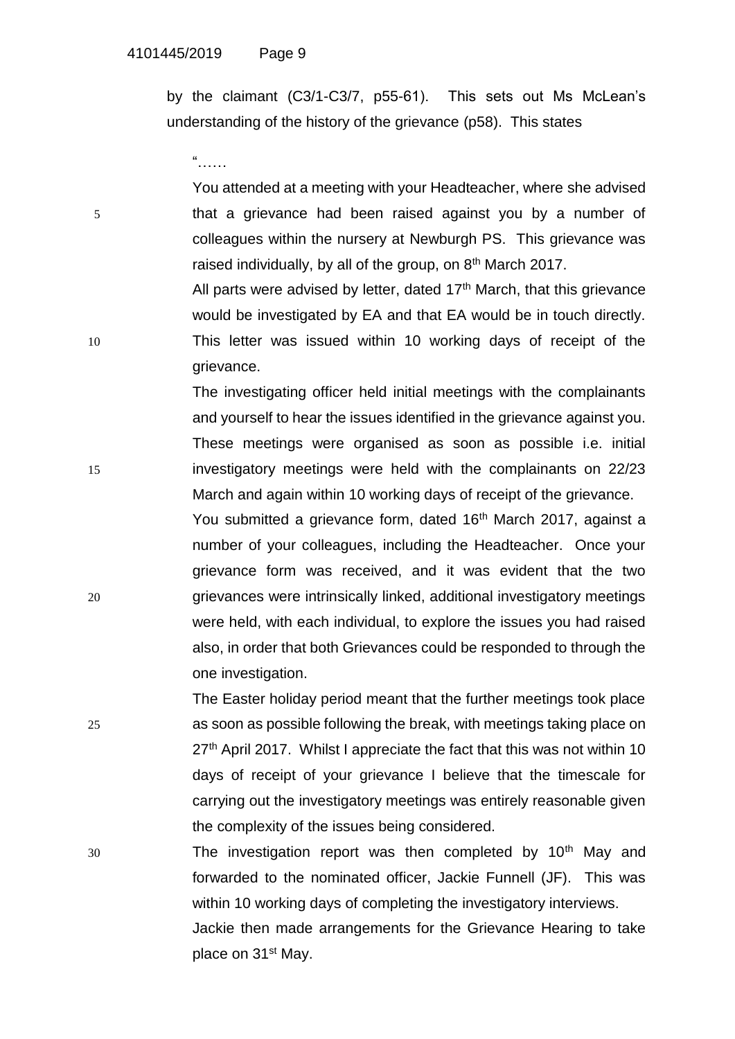by the claimant (C3/1-C3/7, p55-61). This sets out Ms McLean's understanding of the history of the grievance (p58). This states

> "……
>
> You attended at a meeting with your Headteacher, where she advised that a grievance had been raised against you by a number of colleagues within the nursery at Newburgh PS. This grievance was raised individually, by all of the group, on 8th March 2017.
>
> All parts were advised by letter, dated 17th March, that this grievance would be investigated by EA and that EA would be in touch directly. This letter was issued within 10 working days of receipt of the grievance.
>
> The investigating officer held initial meetings with the complainants and yourself to hear the issues identified in the grievance against you. These meetings were organised as soon as possible i.e. initial investigatory meetings were held with the complainants on 22/23 March and again within 10 working days of receipt of the grievance.
>
> You submitted a grievance form, dated 16th March 2017, against a number of your colleagues, including the Headteacher. Once your grievance form was received, and it was evident that the two grievances were intrinsically linked, additional investigatory meetings were held, with each individual, to explore the issues you had raised also, in order that both Grievances could be responded to through the one investigation.
>
> The Easter holiday period meant that the further meetings took place as soon as possible following the break, with meetings taking place on 27th April 2017. Whilst I appreciate the fact that this was not within 10 days of receipt of your grievance I believe that the timescale for carrying out the investigatory meetings was entirely reasonable given the complexity of the issues being considered.
>
> The investigation report was then completed by 10th May and forwarded to the nominated officer, Jackie Funnell (JF). This was within 10 working days of completing the investigatory interviews.
>
> Jackie then made arrangements for the Grievance Hearing to take place on 31st May.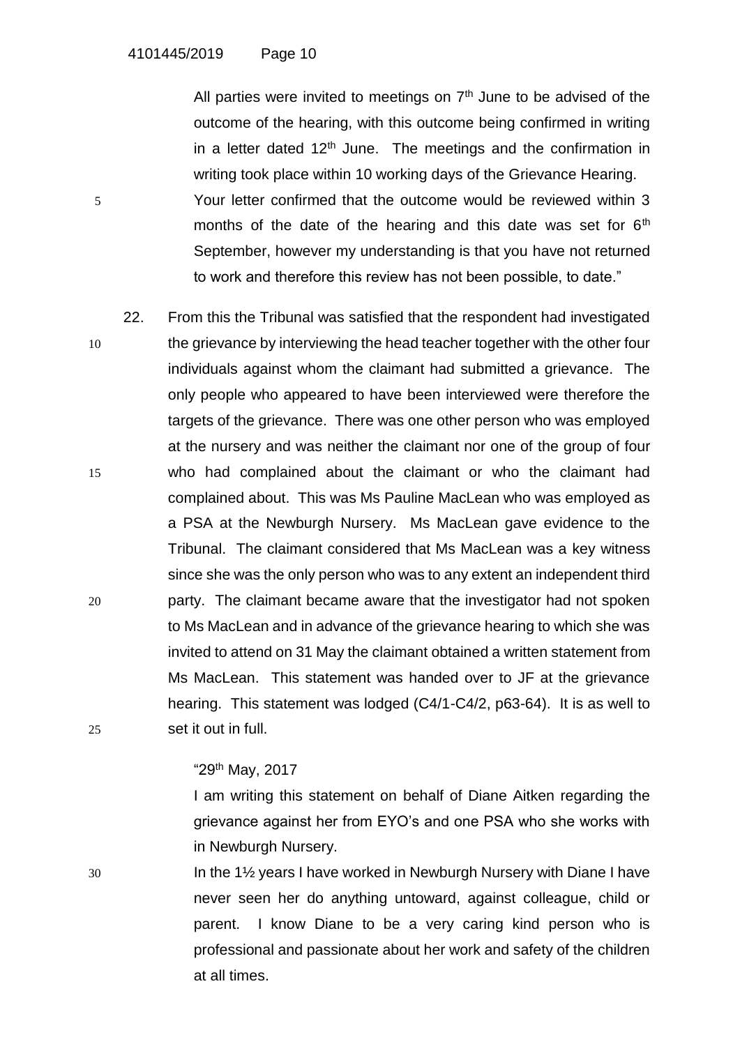All parties were invited to meetings on 7th June to be advised of the outcome of the hearing, with this outcome being confirmed in writing in a letter dated 12th June. The meetings and the confirmation in writing took place within 10 working days of the Grievance Hearing. Your letter confirmed that the outcome would be reviewed within 3 months of the date of the hearing and this date was set for 6th September, however my understanding is that you have not returned to work and therefore this review has not been possible, to date."

22. From this the Tribunal was satisfied that the respondent had investigated the grievance by interviewing the head teacher together with the other four individuals against whom the claimant had submitted a grievance. The only people who appeared to have been interviewed were therefore the targets of the grievance. There was one other person who was employed at the nursery and was neither the claimant nor one of the group of four who had complained about the claimant or who the claimant had complained about. This was Ms Pauline MacLean who was employed as a PSA at the Newburgh Nursery. Ms MacLean gave evidence to the Tribunal. The claimant considered that Ms MacLean was a key witness since she was the only person who was to any extent an independent third party. The claimant became aware that the investigator had not spoken to Ms MacLean and in advance of the grievance hearing to which she was invited to attend on 31 May the claimant obtained a written statement from Ms MacLean. This statement was handed over to JF at the grievance hearing. This statement was lodged (C4/1-C4/2, p63-64). It is as well to set it out in full.

"29th May, 2017

I am writing this statement on behalf of Diane Aitken regarding the grievance against her from EYO's and one PSA who she works with in Newburgh Nursery.

In the 1½ years I have worked in Newburgh Nursery with Diane I have never seen her do anything untoward, against colleague, child or parent. I know Diane to be a very caring kind person who is professional and passionate about her work and safety of the children at all times.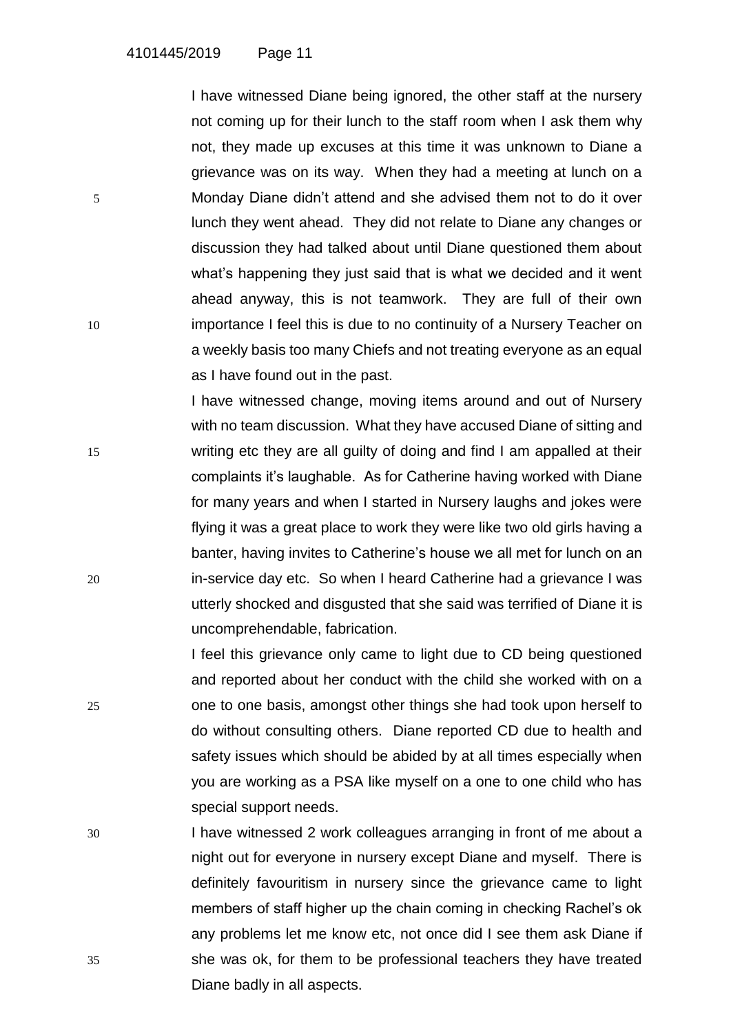I have witnessed Diane being ignored, the other staff at the nursery not coming up for their lunch to the staff room when I ask them why not, they made up excuses at this time it was unknown to Diane a grievance was on its way. When they had a meeting at lunch on a Monday Diane didn't attend and she advised them not to do it over lunch they went ahead. They did not relate to Diane any changes or discussion they had talked about until Diane questioned them about what's happening they just said that is what we decided and it went ahead anyway, this is not teamwork. They are full of their own importance I feel this is due to no continuity of a Nursery Teacher on a weekly basis too many Chiefs and not treating everyone as an equal as I have found out in the past.

I have witnessed change, moving items around and out of Nursery with no team discussion. What they have accused Diane of sitting and writing etc they are all guilty of doing and find I am appalled at their complaints it's laughable. As for Catherine having worked with Diane for many years and when I started in Nursery laughs and jokes were flying it was a great place to work they were like two old girls having a banter, having invites to Catherine's house we all met for lunch on an in-service day etc. So when I heard Catherine had a grievance I was utterly shocked and disgusted that she said was terrified of Diane it is uncomprehendable, fabrication.

I feel this grievance only came to light due to CD being questioned and reported about her conduct with the child she worked with on a one to one basis, amongst other things she had took upon herself to do without consulting others. Diane reported CD due to health and safety issues which should be abided by at all times especially when you are working as a PSA like myself on a one to one child who has special support needs.

I have witnessed 2 work colleagues arranging in front of me about a night out for everyone in nursery except Diane and myself. There is definitely favouritism in nursery since the grievance came to light members of staff higher up the chain coming in checking Rachel's ok any problems let me know etc, not once did I see them ask Diane if she was ok, for them to be professional teachers they have treated Diane badly in all aspects.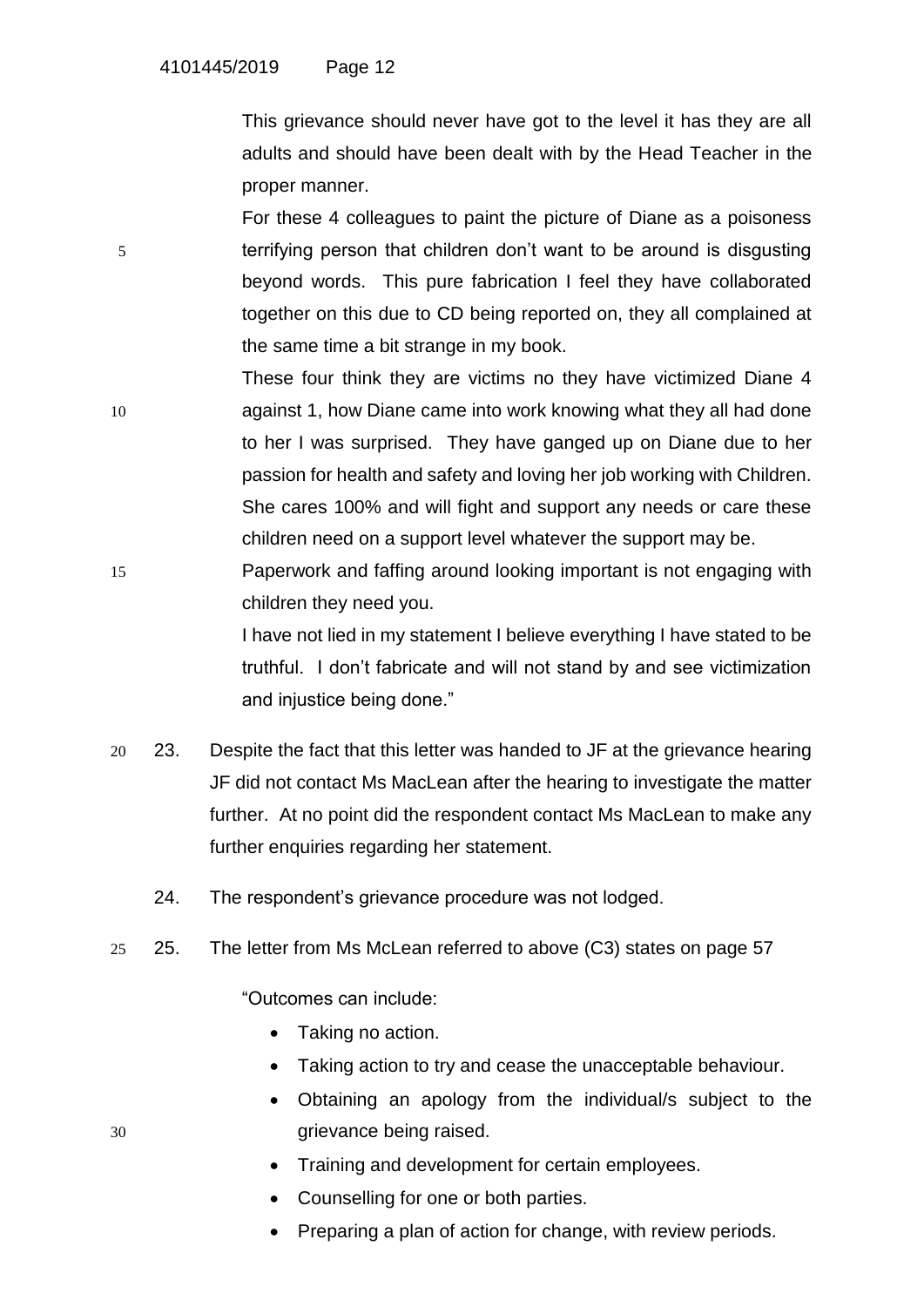This grievance should never have got to the level it has they are all adults and should have been dealt with by the Head Teacher in the proper manner.

For these 4 colleagues to paint the picture of Diane as a poisoness terrifying person that children don't want to be around is disgusting beyond words. This pure fabrication I feel they have collaborated together on this due to CD being reported on, they all complained at the same time a bit strange in my book.

These four think they are victims no they have victimized Diane 4 against 1, how Diane came into work knowing what they all had done to her I was surprised. They have ganged up on Diane due to her passion for health and safety and loving her job working with Children. She cares 100% and will fight and support any needs or care these children need on a support level whatever the support may be.

Paperwork and faffing around looking important is not engaging with children they need you.

I have not lied in my statement I believe everything I have stated to be truthful. I don't fabricate and will not stand by and see victimization and injustice being done."

23. Despite the fact that this letter was handed to JF at the grievance hearing JF did not contact Ms MacLean after the hearing to investigate the matter further. At no point did the respondent contact Ms MacLean to make any further enquiries regarding her statement.

24. The respondent's grievance procedure was not lodged.

25. The letter from Ms McLean referred to above (C3) states on page 57

"Outcomes can include:

- Taking no action.
- Taking action to try and cease the unacceptable behaviour.
- Obtaining an apology from the individual/s subject to the grievance being raised.
- Training and development for certain employees.
- Counselling for one or both parties.
- Preparing a plan of action for change, with review periods.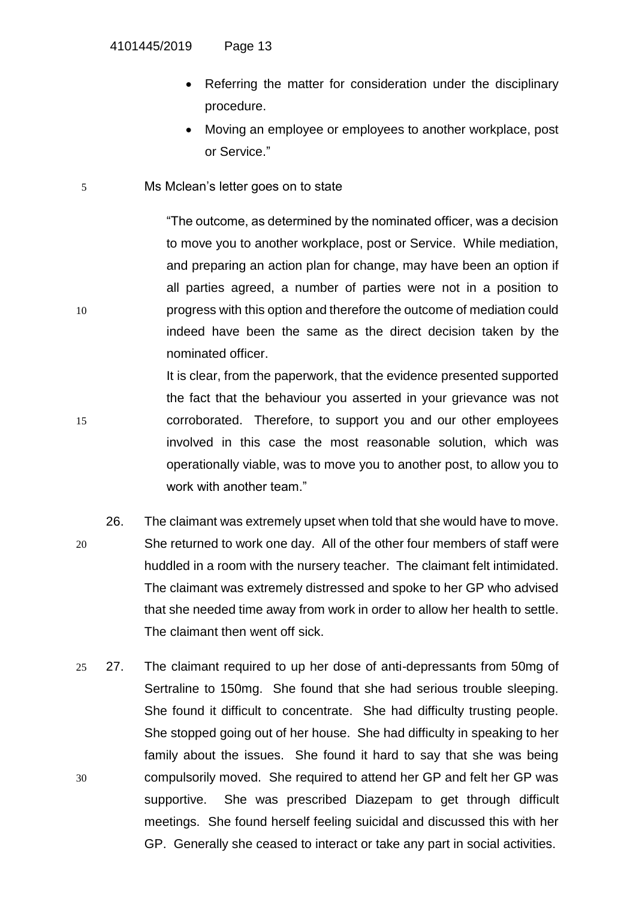- Referring the matter for consideration under the disciplinary procedure.
- Moving an employee or employees to another workplace, post or Service."

Ms Mclean's letter goes on to state

> "The outcome, as determined by the nominated officer, was a decision to move you to another workplace, post or Service. While mediation, and preparing an action plan for change, may have been an option if all parties agreed, a number of parties were not in a position to progress with this option and therefore the outcome of mediation could indeed have been the same as the direct decision taken by the nominated officer.
>
> It is clear, from the paperwork, that the evidence presented supported the fact that the behaviour you asserted in your grievance was not corroborated. Therefore, to support you and our other employees involved in this case the most reasonable solution, which was operationally viable, was to move you to another post, to allow you to work with another team."

26. The claimant was extremely upset when told that she would have to move. She returned to work one day. All of the other four members of staff were huddled in a room with the nursery teacher. The claimant felt intimidated. The claimant was extremely distressed and spoke to her GP who advised that she needed time away from work in order to allow her health to settle. The claimant then went off sick.

27. The claimant required to up her dose of anti-depressants from 50mg of Sertraline to 150mg. She found that she had serious trouble sleeping. She found it difficult to concentrate. She had difficulty trusting people. She stopped going out of her house. She had difficulty in speaking to her family about the issues. She found it hard to say that she was being compulsorily moved. She required to attend her GP and felt her GP was supportive. She was prescribed Diazepam to get through difficult meetings. She found herself feeling suicidal and discussed this with her GP. Generally she ceased to interact or take any part in social activities.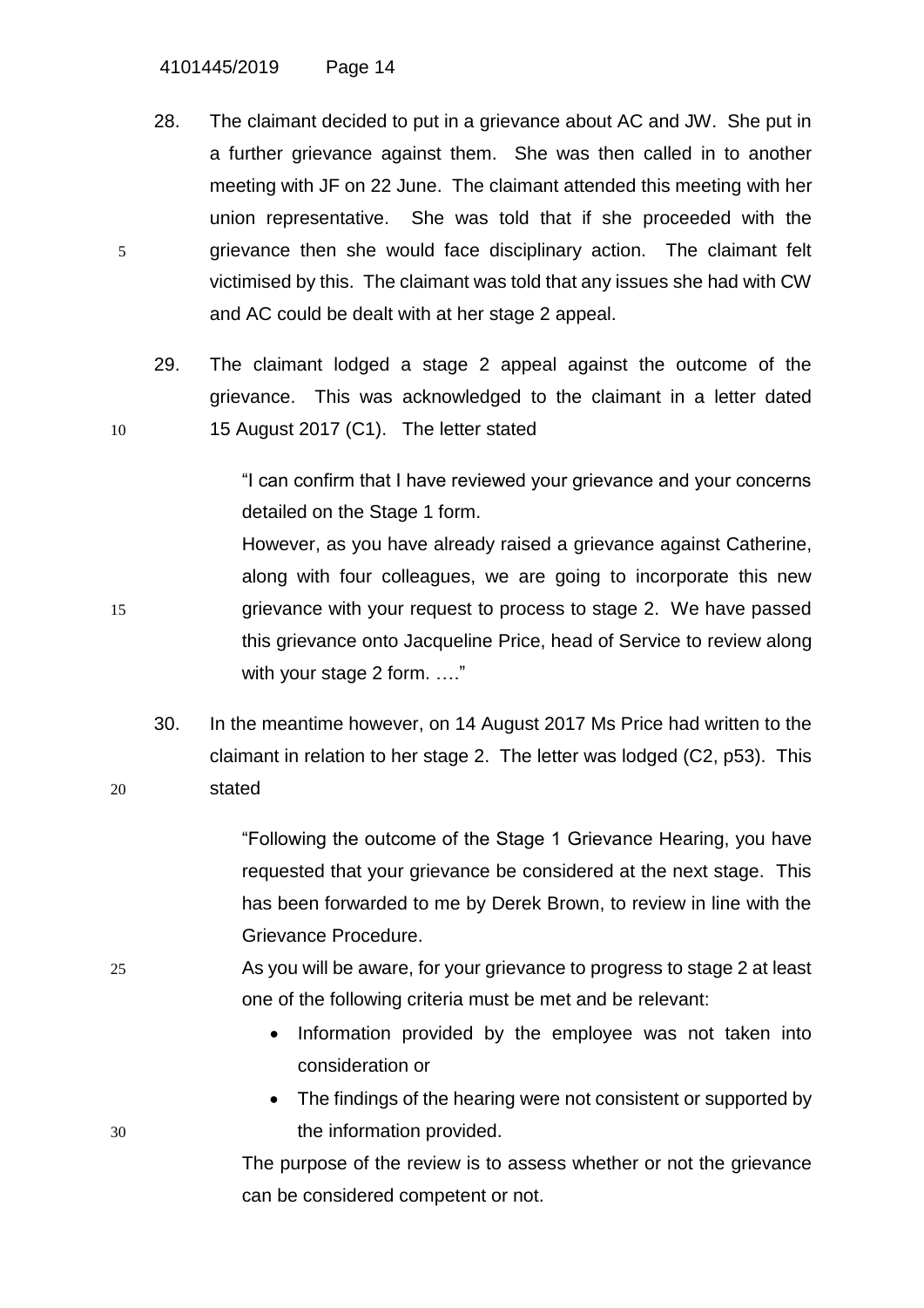28. The claimant decided to put in a grievance about AC and JW. She put in a further grievance against them. She was then called in to another meeting with JF on 22 June. The claimant attended this meeting with her union representative. She was told that if she proceeded with the grievance then she would face disciplinary action. The claimant felt victimised by this. The claimant was told that any issues she had with CW and AC could be dealt with at her stage 2 appeal.

29. The claimant lodged a stage 2 appeal against the outcome of the grievance. This was acknowledged to the claimant in a letter dated 15 August 2017 (C1). The letter stated

> "I can confirm that I have reviewed your grievance and your concerns detailed on the Stage 1 form.
>
> However, as you have already raised a grievance against Catherine, along with four colleagues, we are going to incorporate this new grievance with your request to process to stage 2. We have passed this grievance onto Jacqueline Price, head of Service to review along with your stage 2 form. …."

30. In the meantime however, on 14 August 2017 Ms Price had written to the claimant in relation to her stage 2. The letter was lodged (C2, p53). This stated

> "Following the outcome of the Stage 1 Grievance Hearing, you have requested that your grievance be considered at the next stage. This has been forwarded to me by Derek Brown, to review in line with the Grievance Procedure.
>
> As you will be aware, for your grievance to progress to stage 2 at least one of the following criteria must be met and be relevant:
>
> - Information provided by the employee was not taken into consideration or
> - The findings of the hearing were not consistent or supported by the information provided.
>
> The purpose of the review is to assess whether or not the grievance can be considered competent or not.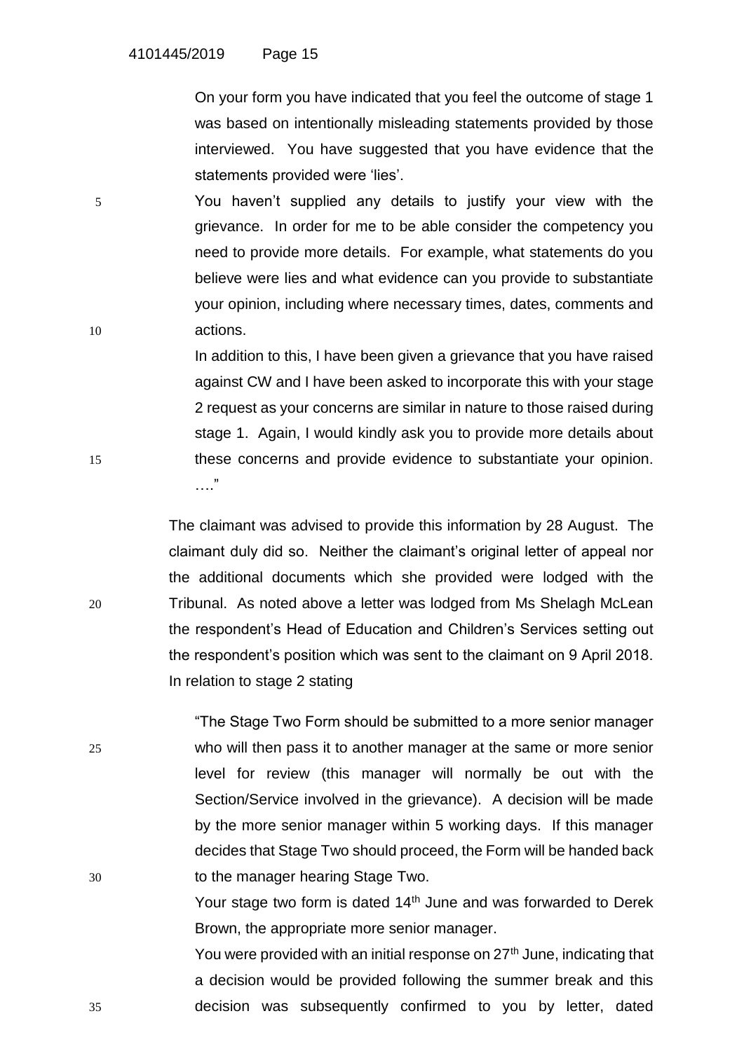On your form you have indicated that you feel the outcome of stage 1 was based on intentionally misleading statements provided by those interviewed. You have suggested that you have evidence that the statements provided were 'lies'.

You haven't supplied any details to justify your view with the grievance. In order for me to be able consider the competency you need to provide more details. For example, what statements do you believe were lies and what evidence can you provide to substantiate your opinion, including where necessary times, dates, comments and actions.

In addition to this, I have been given a grievance that you have raised against CW and I have been asked to incorporate this with your stage 2 request as your concerns are similar in nature to those raised during stage 1. Again, I would kindly ask you to provide more details about these concerns and provide evidence to substantiate your opinion. …."

The claimant was advised to provide this information by 28 August. The claimant duly did so. Neither the claimant's original letter of appeal nor the additional documents which she provided were lodged with the Tribunal. As noted above a letter was lodged from Ms Shelagh McLean the respondent's Head of Education and Children's Services setting out the respondent's position which was sent to the claimant on 9 April 2018. In relation to stage 2 stating

"The Stage Two Form should be submitted to a more senior manager who will then pass it to another manager at the same or more senior level for review (this manager will normally be out with the Section/Service involved in the grievance). A decision will be made by the more senior manager within 5 working days. If this manager decides that Stage Two should proceed, the Form will be handed back to the manager hearing Stage Two.

Your stage two form is dated 14th June and was forwarded to Derek Brown, the appropriate more senior manager.

You were provided with an initial response on 27th June, indicating that a decision would be provided following the summer break and this decision was subsequently confirmed to you by letter, dated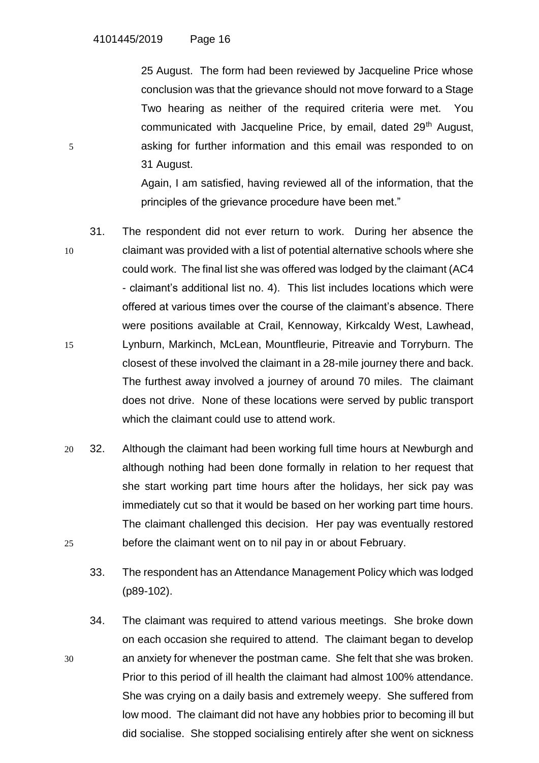25 August. The form had been reviewed by Jacqueline Price whose conclusion was that the grievance should not move forward to a Stage Two hearing as neither of the required criteria were met. You communicated with Jacqueline Price, by email, dated 29th August, asking for further information and this email was responded to on 31 August.

Again, I am satisfied, having reviewed all of the information, that the principles of the grievance procedure have been met."

31. The respondent did not ever return to work. During her absence the claimant was provided with a list of potential alternative schools where she could work. The final list she was offered was lodged by the claimant (AC4 - claimant's additional list no. 4). This list includes locations which were offered at various times over the course of the claimant's absence. There were positions available at Crail, Kennoway, Kirkcaldy West, Lawhead, Lynburn, Markinch, McLean, Mountfleurie, Pitreavie and Torryburn. The closest of these involved the claimant in a 28-mile journey there and back. The furthest away involved a journey of around 70 miles. The claimant does not drive. None of these locations were served by public transport which the claimant could use to attend work.

32. Although the claimant had been working full time hours at Newburgh and although nothing had been done formally in relation to her request that she start working part time hours after the holidays, her sick pay was immediately cut so that it would be based on her working part time hours. The claimant challenged this decision. Her pay was eventually restored before the claimant went on to nil pay in or about February.

33. The respondent has an Attendance Management Policy which was lodged (p89-102).

34. The claimant was required to attend various meetings. She broke down on each occasion she required to attend. The claimant began to develop an anxiety for whenever the postman came. She felt that she was broken. Prior to this period of ill health the claimant had almost 100% attendance. She was crying on a daily basis and extremely weepy. She suffered from low mood. The claimant did not have any hobbies prior to becoming ill but did socialise. She stopped socialising entirely after she went on sickness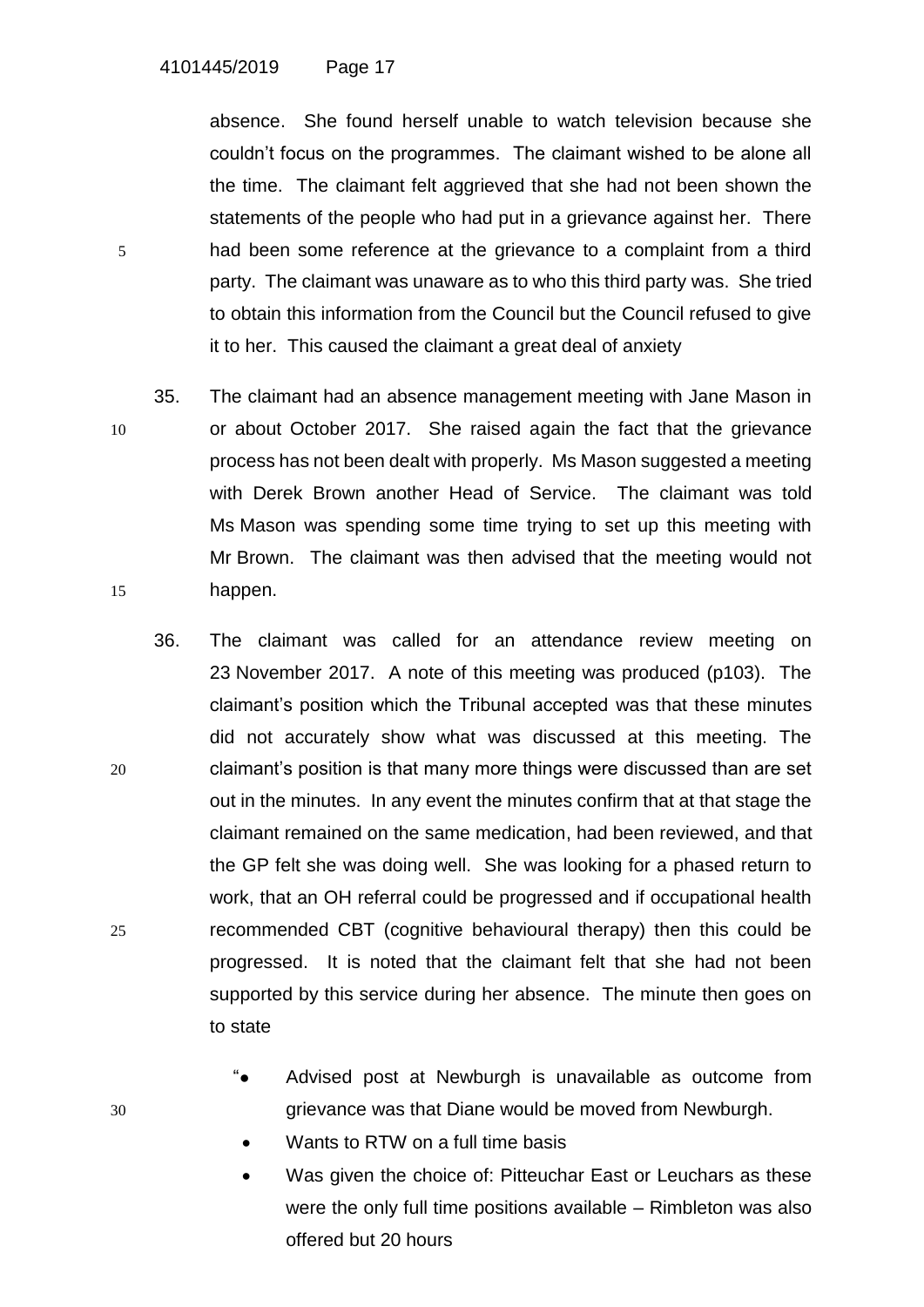absence. She found herself unable to watch television because she couldn't focus on the programmes. The claimant wished to be alone all the time. The claimant felt aggrieved that she had not been shown the statements of the people who had put in a grievance against her. There had been some reference at the grievance to a complaint from a third party. The claimant was unaware as to who this third party was. She tried to obtain this information from the Council but the Council refused to give it to her. This caused the claimant a great deal of anxiety

35. The claimant had an absence management meeting with Jane Mason in or about October 2017. She raised again the fact that the grievance process has not been dealt with properly. Ms Mason suggested a meeting with Derek Brown another Head of Service. The claimant was told Ms Mason was spending some time trying to set up this meeting with Mr Brown. The claimant was then advised that the meeting would not happen.

36. The claimant was called for an attendance review meeting on 23 November 2017. A note of this meeting was produced (p103). The claimant's position which the Tribunal accepted was that these minutes did not accurately show what was discussed at this meeting. The claimant's position is that many more things were discussed than are set out in the minutes. In any event the minutes confirm that at that stage the claimant remained on the same medication, had been reviewed, and that the GP felt she was doing well. She was looking for a phased return to work, that an OH referral could be progressed and if occupational health recommended CBT (cognitive behavioural therapy) then this could be progressed. It is noted that the claimant felt that she had not been supported by this service during her absence. The minute then goes on to state

"
- Advised post at Newburgh is unavailable as outcome from grievance was that Diane would be moved from Newburgh.
- Wants to RTW on a full time basis
- Was given the choice of: Pitteuchar East or Leuchars as these were the only full time positions available – Rimbleton was also offered but 20 hours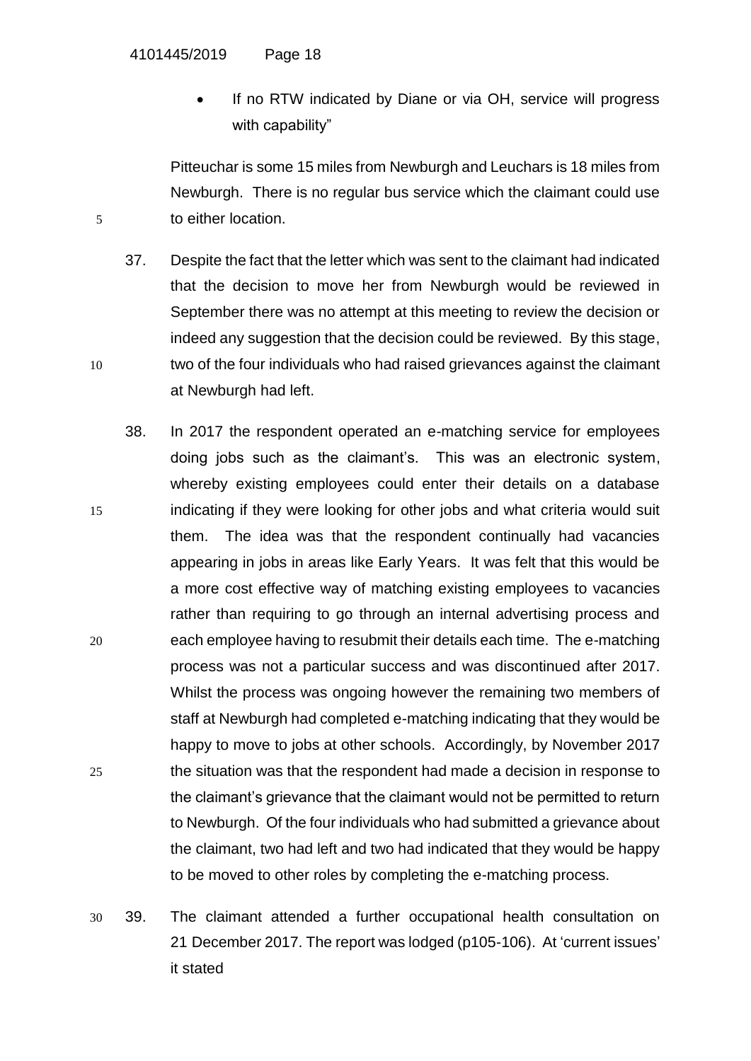- If no RTW indicated by Diane or via OH, service will progress with capability"

Pitteuchar is some 15 miles from Newburgh and Leuchars is 18 miles from Newburgh. There is no regular bus service which the claimant could use to either location.

37. Despite the fact that the letter which was sent to the claimant had indicated that the decision to move her from Newburgh would be reviewed in September there was no attempt at this meeting to review the decision or indeed any suggestion that the decision could be reviewed. By this stage, two of the four individuals who had raised grievances against the claimant at Newburgh had left.

38. In 2017 the respondent operated an e-matching service for employees doing jobs such as the claimant's. This was an electronic system, whereby existing employees could enter their details on a database indicating if they were looking for other jobs and what criteria would suit them. The idea was that the respondent continually had vacancies appearing in jobs in areas like Early Years. It was felt that this would be a more cost effective way of matching existing employees to vacancies rather than requiring to go through an internal advertising process and each employee having to resubmit their details each time. The e-matching process was not a particular success and was discontinued after 2017. Whilst the process was ongoing however the remaining two members of staff at Newburgh had completed e-matching indicating that they would be happy to move to jobs at other schools. Accordingly, by November 2017 the situation was that the respondent had made a decision in response to the claimant's grievance that the claimant would not be permitted to return to Newburgh. Of the four individuals who had submitted a grievance about the claimant, two had left and two had indicated that they would be happy to be moved to other roles by completing the e-matching process.

39. The claimant attended a further occupational health consultation on 21 December 2017. The report was lodged (p105-106). At 'current issues' it stated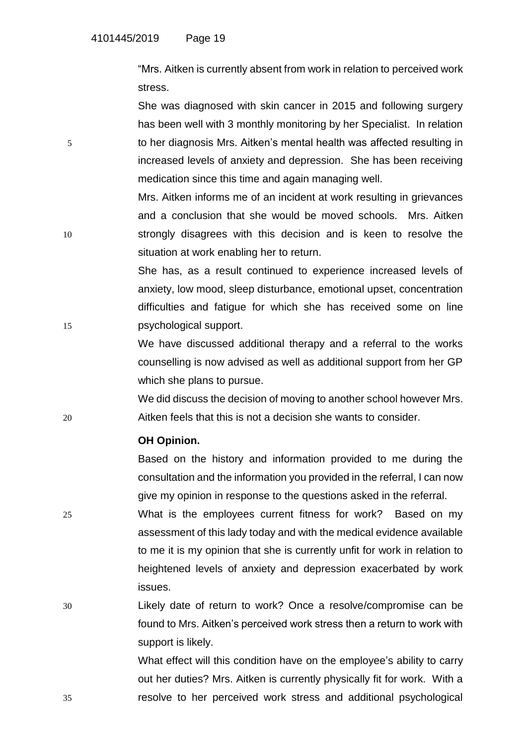"Mrs. Aitken is currently absent from work in relation to perceived work stress.

She was diagnosed with skin cancer in 2015 and following surgery has been well with 3 monthly monitoring by her Specialist. In relation to her diagnosis Mrs. Aitken's mental health was affected resulting in increased levels of anxiety and depression. She has been receiving medication since this time and again managing well.

Mrs. Aitken informs me of an incident at work resulting in grievances and a conclusion that she would be moved schools. Mrs. Aitken strongly disagrees with this decision and is keen to resolve the situation at work enabling her to return.

She has, as a result continued to experience increased levels of anxiety, low mood, sleep disturbance, emotional upset, concentration difficulties and fatigue for which she has received some on line psychological support.

We have discussed additional therapy and a referral to the works counselling is now advised as well as additional support from her GP which she plans to pursue.

We did discuss the decision of moving to another school however Mrs. Aitken feels that this is not a decision she wants to consider.

**OH Opinion.**

Based on the history and information provided to me during the consultation and the information you provided in the referral, I can now give my opinion in response to the questions asked in the referral.

What is the employees current fitness for work? Based on my assessment of this lady today and with the medical evidence available to me it is my opinion that she is currently unfit for work in relation to heightened levels of anxiety and depression exacerbated by work issues.

Likely date of return to work? Once a resolve/compromise can be found to Mrs. Aitken's perceived work stress then a return to work with support is likely.

What effect will this condition have on the employee's ability to carry out her duties? Mrs. Aitken is currently physically fit for work. With a resolve to her perceived work stress and additional psychological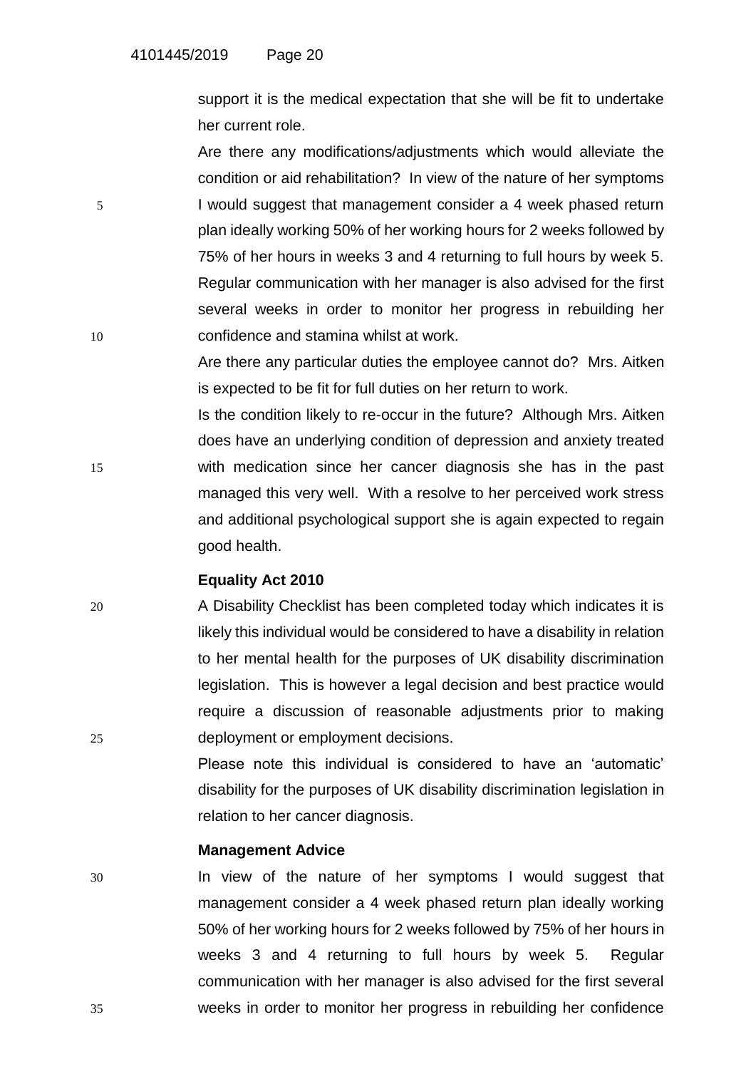support it is the medical expectation that she will be fit to undertake her current role.

Are there any modifications/adjustments which would alleviate the condition or aid rehabilitation? In view of the nature of her symptoms I would suggest that management consider a 4 week phased return plan ideally working 50% of her working hours for 2 weeks followed by 75% of her hours in weeks 3 and 4 returning to full hours by week 5. Regular communication with her manager is also advised for the first several weeks in order to monitor her progress in rebuilding her confidence and stamina whilst at work.

Are there any particular duties the employee cannot do? Mrs. Aitken is expected to be fit for full duties on her return to work.

Is the condition likely to re-occur in the future? Although Mrs. Aitken does have an underlying condition of depression and anxiety treated with medication since her cancer diagnosis she has in the past managed this very well. With a resolve to her perceived work stress and additional psychological support she is again expected to regain good health.

**Equality Act 2010**

A Disability Checklist has been completed today which indicates it is likely this individual would be considered to have a disability in relation to her mental health for the purposes of UK disability discrimination legislation. This is however a legal decision and best practice would require a discussion of reasonable adjustments prior to making deployment or employment decisions.

Please note this individual is considered to have an 'automatic' disability for the purposes of UK disability discrimination legislation in relation to her cancer diagnosis.

**Management Advice**

In view of the nature of her symptoms I would suggest that management consider a 4 week phased return plan ideally working 50% of her working hours for 2 weeks followed by 75% of her hours in weeks 3 and 4 returning to full hours by week 5. Regular communication with her manager is also advised for the first several weeks in order to monitor her progress in rebuilding her confidence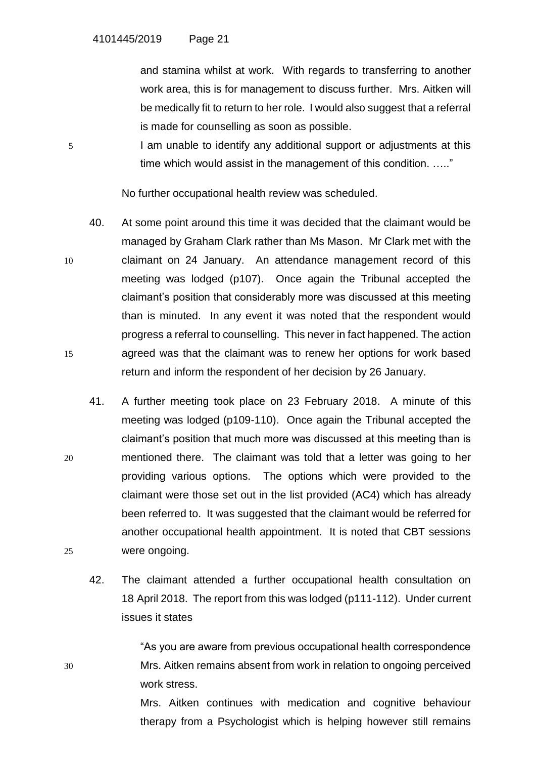and stamina whilst at work. With regards to transferring to another work area, this is for management to discuss further. Mrs. Aitken will be medically fit to return to her role. I would also suggest that a referral is made for counselling as soon as possible.

I am unable to identify any additional support or adjustments at this time which would assist in the management of this condition. ….."

No further occupational health review was scheduled.

40. At some point around this time it was decided that the claimant would be managed by Graham Clark rather than Ms Mason. Mr Clark met with the claimant on 24 January. An attendance management record of this meeting was lodged (p107). Once again the Tribunal accepted the claimant's position that considerably more was discussed at this meeting than is minuted. In any event it was noted that the respondent would progress a referral to counselling. This never in fact happened. The action agreed was that the claimant was to renew her options for work based return and inform the respondent of her decision by 26 January.

41. A further meeting took place on 23 February 2018. A minute of this meeting was lodged (p109-110). Once again the Tribunal accepted the claimant's position that much more was discussed at this meeting than is mentioned there. The claimant was told that a letter was going to her providing various options. The options which were provided to the claimant were those set out in the list provided (AC4) which has already been referred to. It was suggested that the claimant would be referred for another occupational health appointment. It is noted that CBT sessions were ongoing.

42. The claimant attended a further occupational health consultation on 18 April 2018. The report from this was lodged (p111-112). Under current issues it states

"As you are aware from previous occupational health correspondence Mrs. Aitken remains absent from work in relation to ongoing perceived work stress.

Mrs. Aitken continues with medication and cognitive behaviour therapy from a Psychologist which is helping however still remains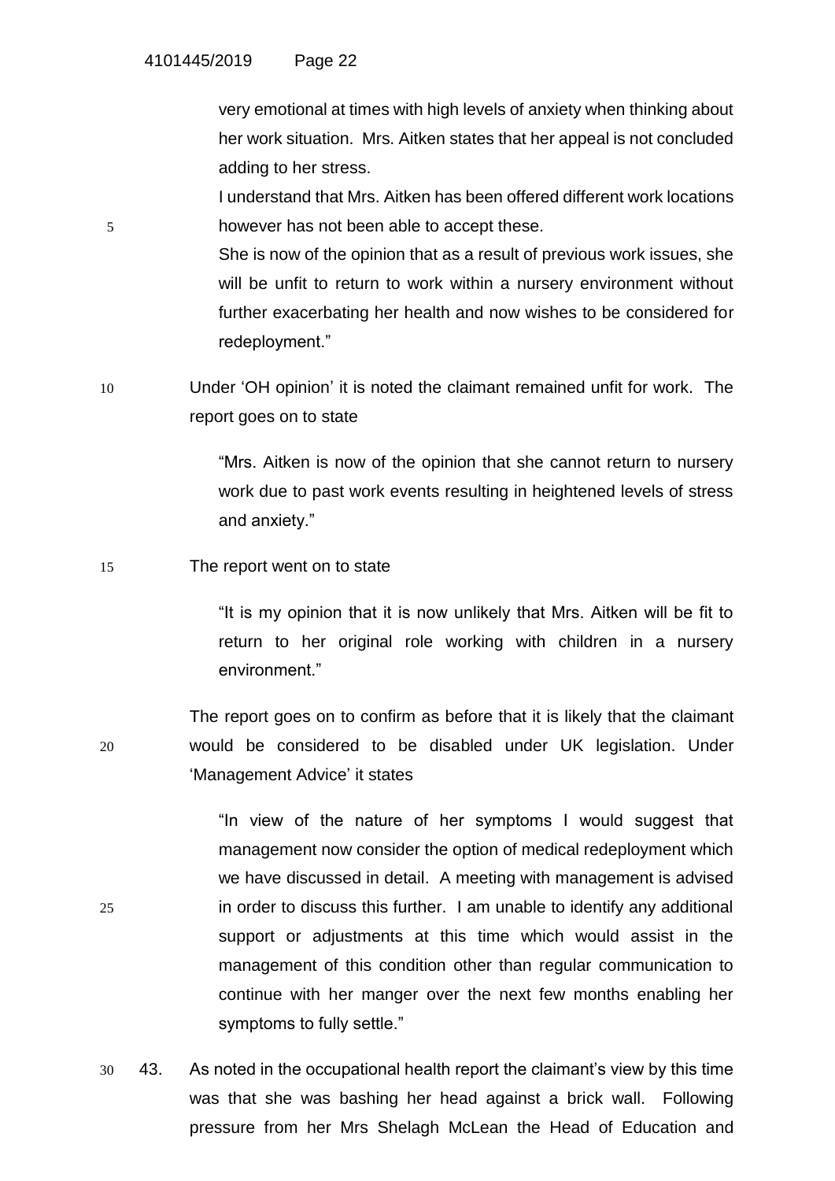very emotional at times with high levels of anxiety when thinking about her work situation. Mrs. Aitken states that her appeal is not concluded adding to her stress.

I understand that Mrs. Aitken has been offered different work locations however has not been able to accept these.

She is now of the opinion that as a result of previous work issues, she will be unfit to return to work within a nursery environment without further exacerbating her health and now wishes to be considered for redeployment."

Under 'OH opinion' it is noted the claimant remained unfit for work. The report goes on to state

> "Mrs. Aitken is now of the opinion that she cannot return to nursery work due to past work events resulting in heightened levels of stress and anxiety."

The report went on to state

> "It is my opinion that it is now unlikely that Mrs. Aitken will be fit to return to her original role working with children in a nursery environment."

The report goes on to confirm as before that it is likely that the claimant would be considered to be disabled under UK legislation. Under 'Management Advice' it states

> "In view of the nature of her symptoms I would suggest that management now consider the option of medical redeployment which we have discussed in detail. A meeting with management is advised in order to discuss this further. I am unable to identify any additional support or adjustments at this time which would assist in the management of this condition other than regular communication to continue with her manger over the next few months enabling her symptoms to fully settle."

43. As noted in the occupational health report the claimant's view by this time was that she was bashing her head against a brick wall. Following pressure from her Mrs Shelagh McLean the Head of Education and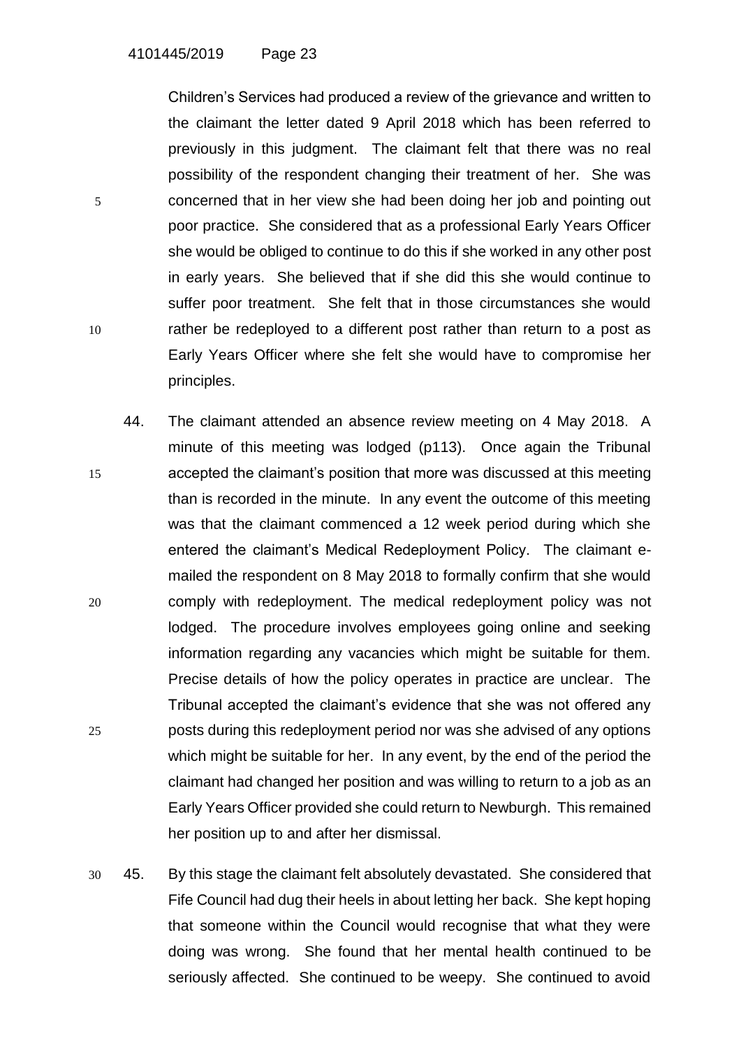Children's Services had produced a review of the grievance and written to the claimant the letter dated 9 April 2018 which has been referred to previously in this judgment. The claimant felt that there was no real possibility of the respondent changing their treatment of her. She was concerned that in her view she had been doing her job and pointing out poor practice. She considered that as a professional Early Years Officer she would be obliged to continue to do this if she worked in any other post in early years. She believed that if she did this she would continue to suffer poor treatment. She felt that in those circumstances she would rather be redeployed to a different post rather than return to a post as Early Years Officer where she felt she would have to compromise her principles.

44. The claimant attended an absence review meeting on 4 May 2018. A minute of this meeting was lodged (p113). Once again the Tribunal accepted the claimant's position that more was discussed at this meeting than is recorded in the minute. In any event the outcome of this meeting was that the claimant commenced a 12 week period during which she entered the claimant's Medical Redeployment Policy. The claimant e-mailed the respondent on 8 May 2018 to formally confirm that she would comply with redeployment. The medical redeployment policy was not lodged. The procedure involves employees going online and seeking information regarding any vacancies which might be suitable for them. Precise details of how the policy operates in practice are unclear. The Tribunal accepted the claimant's evidence that she was not offered any posts during this redeployment period nor was she advised of any options which might be suitable for her. In any event, by the end of the period the claimant had changed her position and was willing to return to a job as an Early Years Officer provided she could return to Newburgh. This remained her position up to and after her dismissal.

45. By this stage the claimant felt absolutely devastated. She considered that Fife Council had dug their heels in about letting her back. She kept hoping that someone within the Council would recognise that what they were doing was wrong. She found that her mental health continued to be seriously affected. She continued to be weepy. She continued to avoid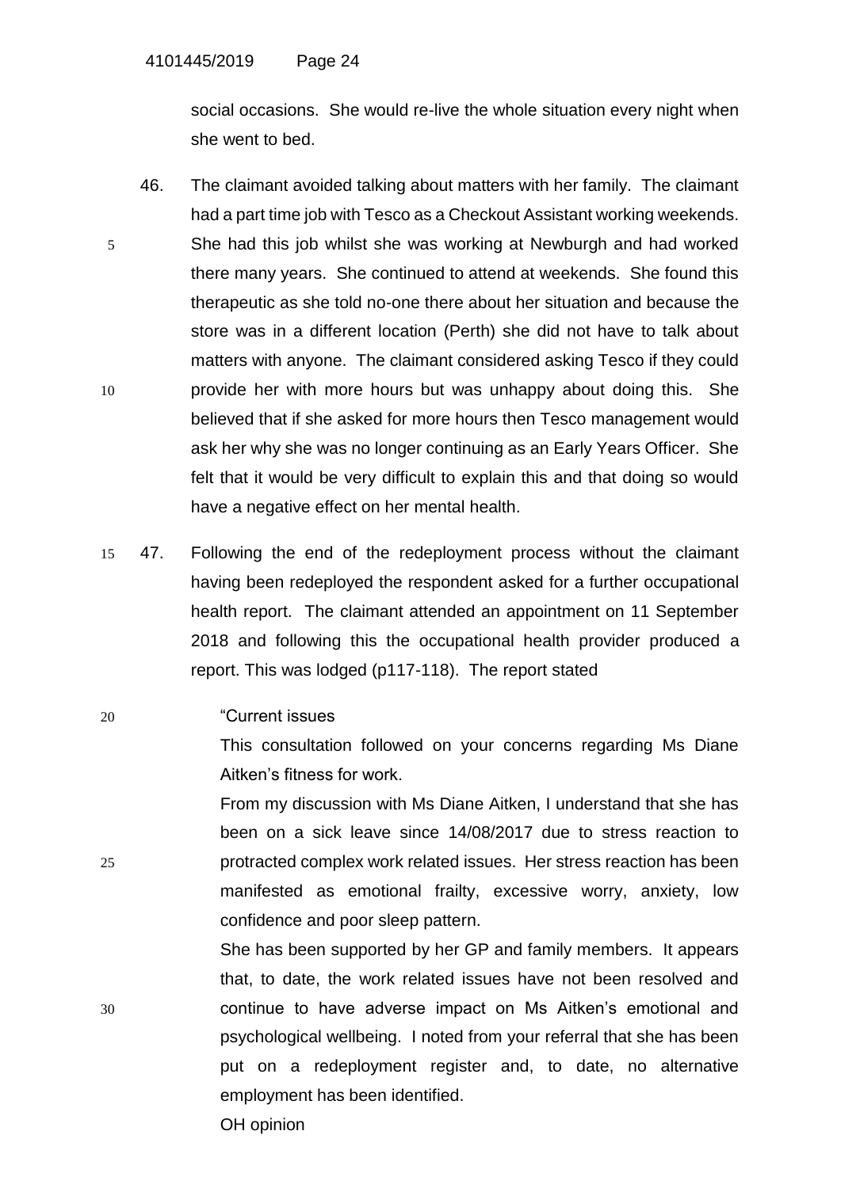social occasions. She would re-live the whole situation every night when she went to bed.

46. The claimant avoided talking about matters with her family. The claimant had a part time job with Tesco as a Checkout Assistant working weekends. She had this job whilst she was working at Newburgh and had worked there many years. She continued to attend at weekends. She found this therapeutic as she told no-one there about her situation and because the store was in a different location (Perth) she did not have to talk about matters with anyone. The claimant considered asking Tesco if they could provide her with more hours but was unhappy about doing this. She believed that if she asked for more hours then Tesco management would ask her why she was no longer continuing as an Early Years Officer. She felt that it would be very difficult to explain this and that doing so would have a negative effect on her mental health.

47. Following the end of the redeployment process without the claimant having been redeployed the respondent asked for a further occupational health report. The claimant attended an appointment on 11 September 2018 and following this the occupational health provider produced a report. This was lodged (p117-118). The report stated

> "Current issues
>
> This consultation followed on your concerns regarding Ms Diane Aitken's fitness for work.
>
> From my discussion with Ms Diane Aitken, I understand that she has been on a sick leave since 14/08/2017 due to stress reaction to protracted complex work related issues. Her stress reaction has been manifested as emotional frailty, excessive worry, anxiety, low confidence and poor sleep pattern.
>
> She has been supported by her GP and family members. It appears that, to date, the work related issues have not been resolved and continue to have adverse impact on Ms Aitken's emotional and psychological wellbeing. I noted from your referral that she has been put on a redeployment register and, to date, no alternative employment has been identified.
>
> OH opinion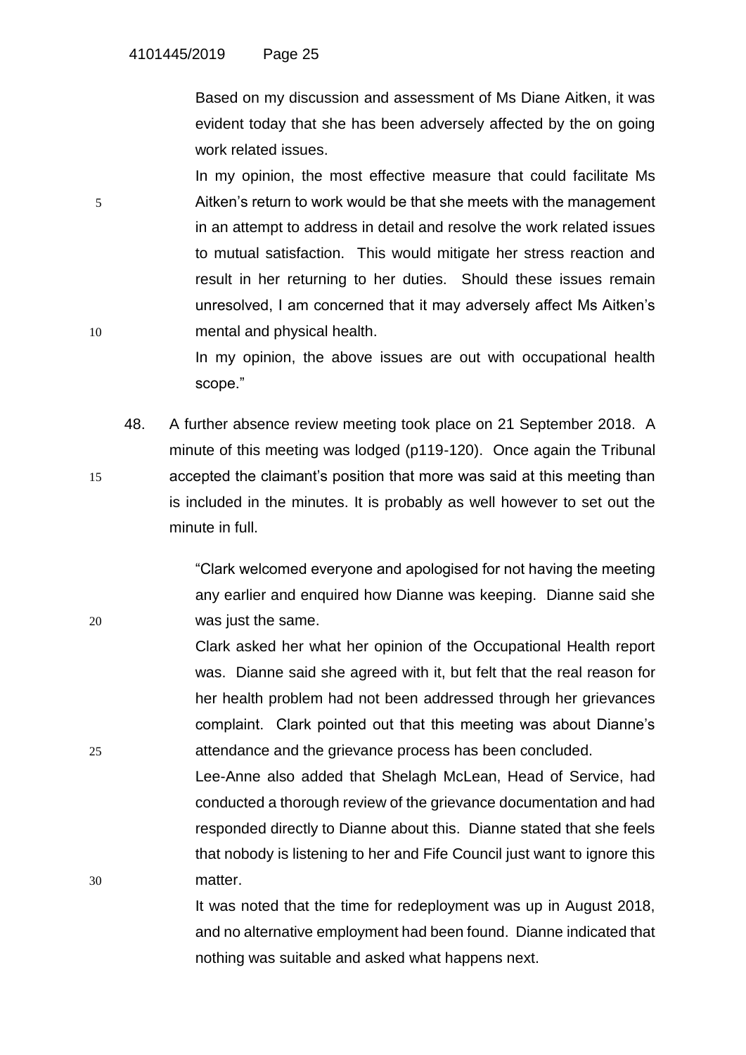Based on my discussion and assessment of Ms Diane Aitken, it was evident today that she has been adversely affected by the on going work related issues.

In my opinion, the most effective measure that could facilitate Ms Aitken's return to work would be that she meets with the management in an attempt to address in detail and resolve the work related issues to mutual satisfaction. This would mitigate her stress reaction and result in her returning to her duties. Should these issues remain unresolved, I am concerned that it may adversely affect Ms Aitken's mental and physical health.

In my opinion, the above issues are out with occupational health scope."

48. A further absence review meeting took place on 21 September 2018. A minute of this meeting was lodged (p119-120). Once again the Tribunal accepted the claimant's position that more was said at this meeting than is included in the minutes. It is probably as well however to set out the minute in full.

> "Clark welcomed everyone and apologised for not having the meeting any earlier and enquired how Dianne was keeping. Dianne said she was just the same.
>
> Clark asked her what her opinion of the Occupational Health report was. Dianne said she agreed with it, but felt that the real reason for her health problem had not been addressed through her grievances complaint. Clark pointed out that this meeting was about Dianne's attendance and the grievance process has been concluded.
>
> Lee-Anne also added that Shelagh McLean, Head of Service, had conducted a thorough review of the grievance documentation and had responded directly to Dianne about this. Dianne stated that she feels that nobody is listening to her and Fife Council just want to ignore this matter.
>
> It was noted that the time for redeployment was up in August 2018, and no alternative employment had been found. Dianne indicated that nothing was suitable and asked what happens next.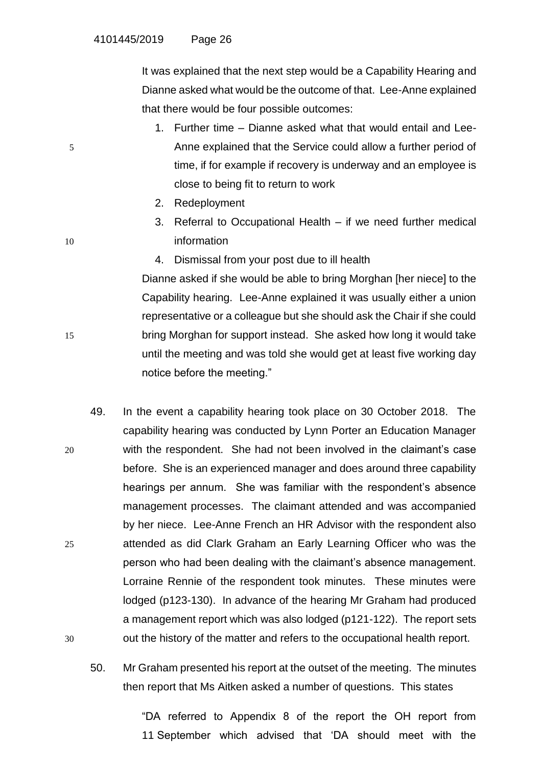It was explained that the next step would be a Capability Hearing and Dianne asked what would be the outcome of that. Lee-Anne explained that there would be four possible outcomes:

1. Further time – Dianne asked what that would entail and Lee-Anne explained that the Service could allow a further period of time, if for example if recovery is underway and an employee is close to being fit to return to work
2. Redeployment
3. Referral to Occupational Health – if we need further medical information
4. Dismissal from your post due to ill health

Dianne asked if she would be able to bring Morghan [her niece] to the Capability hearing. Lee-Anne explained it was usually either a union representative or a colleague but she should ask the Chair if she could bring Morghan for support instead. She asked how long it would take until the meeting and was told she would get at least five working day notice before the meeting."

49. In the event a capability hearing took place on 30 October 2018. The capability hearing was conducted by Lynn Porter an Education Manager with the respondent. She had not been involved in the claimant's case before. She is an experienced manager and does around three capability hearings per annum. She was familiar with the respondent's absence management processes. The claimant attended and was accompanied by her niece. Lee-Anne French an HR Advisor with the respondent also attended as did Clark Graham an Early Learning Officer who was the person who had been dealing with the claimant's absence management. Lorraine Rennie of the respondent took minutes. These minutes were lodged (p123-130). In advance of the hearing Mr Graham had produced a management report which was also lodged (p121-122). The report sets out the history of the matter and refers to the occupational health report.

50. Mr Graham presented his report at the outset of the meeting. The minutes then report that Ms Aitken asked a number of questions. This states

"DA referred to Appendix 8 of the report the OH report from 11 September which advised that 'DA should meet with the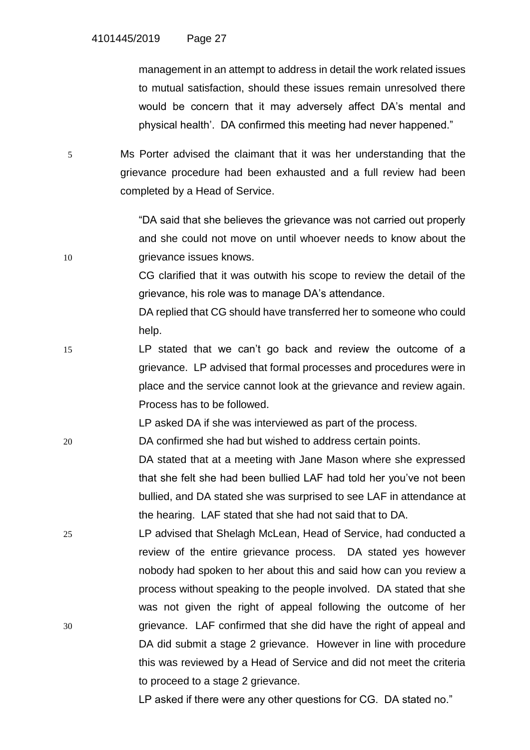management in an attempt to address in detail the work related issues to mutual satisfaction, should these issues remain unresolved there would be concern that it may adversely affect DA's mental and physical health'. DA confirmed this meeting had never happened."

Ms Porter advised the claimant that it was her understanding that the grievance procedure had been exhausted and a full review had been completed by a Head of Service.

> "DA said that she believes the grievance was not carried out properly and she could not move on until whoever needs to know about the grievance issues knows.
>
> CG clarified that it was outwith his scope to review the detail of the grievance, his role was to manage DA's attendance.
>
> DA replied that CG should have transferred her to someone who could help.
>
> LP stated that we can't go back and review the outcome of a grievance. LP advised that formal processes and procedures were in place and the service cannot look at the grievance and review again. Process has to be followed.
>
> LP asked DA if she was interviewed as part of the process.
>
> DA confirmed she had but wished to address certain points.
>
> DA stated that at a meeting with Jane Mason where she expressed that she felt she had been bullied LAF had told her you've not been bullied, and DA stated she was surprised to see LAF in attendance at the hearing. LAF stated that she had not said that to DA.
>
> LP advised that Shelagh McLean, Head of Service, had conducted a review of the entire grievance process. DA stated yes however nobody had spoken to her about this and said how can you review a process without speaking to the people involved. DA stated that she was not given the right of appeal following the outcome of her grievance. LAF confirmed that she did have the right of appeal and DA did submit a stage 2 grievance. However in line with procedure this was reviewed by a Head of Service and did not meet the criteria to proceed to a stage 2 grievance.
>
> LP asked if there were any other questions for CG. DA stated no."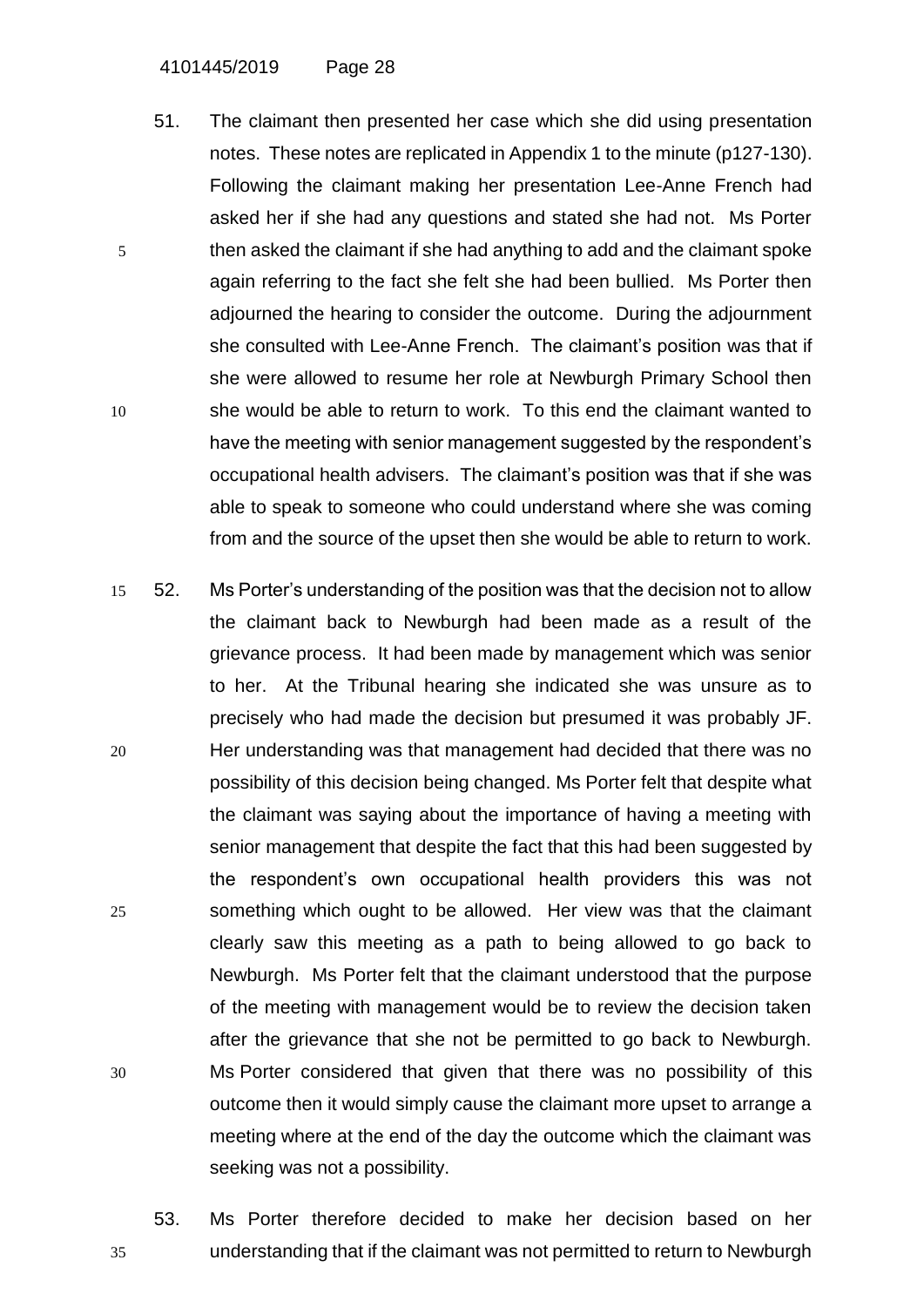51. The claimant then presented her case which she did using presentation notes. These notes are replicated in Appendix 1 to the minute (p127-130). Following the claimant making her presentation Lee-Anne French had asked her if she had any questions and stated she had not. Ms Porter then asked the claimant if she had anything to add and the claimant spoke again referring to the fact she felt she had been bullied. Ms Porter then adjourned the hearing to consider the outcome. During the adjournment she consulted with Lee-Anne French. The claimant's position was that if she were allowed to resume her role at Newburgh Primary School then she would be able to return to work. To this end the claimant wanted to have the meeting with senior management suggested by the respondent's occupational health advisers. The claimant's position was that if she was able to speak to someone who could understand where she was coming from and the source of the upset then she would be able to return to work.

52. Ms Porter's understanding of the position was that the decision not to allow the claimant back to Newburgh had been made as a result of the grievance process. It had been made by management which was senior to her. At the Tribunal hearing she indicated she was unsure as to precisely who had made the decision but presumed it was probably JF. Her understanding was that management had decided that there was no possibility of this decision being changed. Ms Porter felt that despite what the claimant was saying about the importance of having a meeting with senior management that despite the fact that this had been suggested by the respondent's own occupational health providers this was not something which ought to be allowed. Her view was that the claimant clearly saw this meeting as a path to being allowed to go back to Newburgh. Ms Porter felt that the claimant understood that the purpose of the meeting with management would be to review the decision taken after the grievance that she not be permitted to go back to Newburgh. Ms Porter considered that given that there was no possibility of this outcome then it would simply cause the claimant more upset to arrange a meeting where at the end of the day the outcome which the claimant was seeking was not a possibility.

53. Ms Porter therefore decided to make her decision based on her understanding that if the claimant was not permitted to return to Newburgh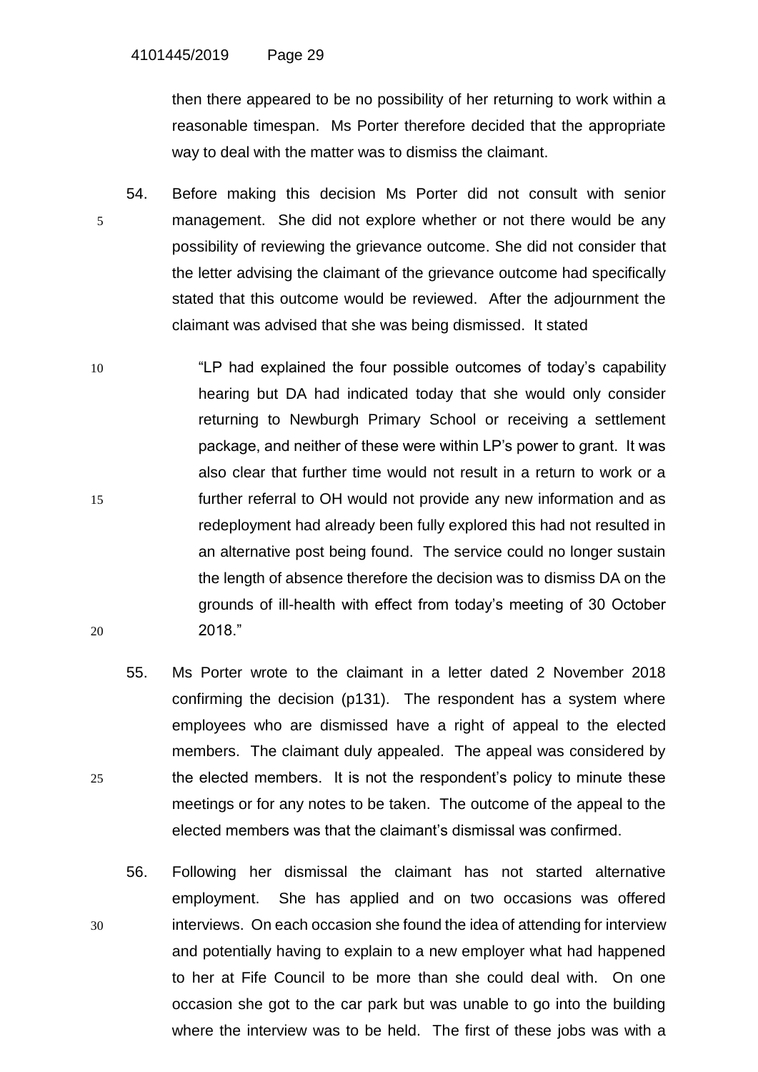then there appeared to be no possibility of her returning to work within a reasonable timespan. Ms Porter therefore decided that the appropriate way to deal with the matter was to dismiss the claimant.

54. Before making this decision Ms Porter did not consult with senior management. She did not explore whether or not there would be any possibility of reviewing the grievance outcome. She did not consider that the letter advising the claimant of the grievance outcome had specifically stated that this outcome would be reviewed. After the adjournment the claimant was advised that she was being dismissed. It stated

> "LP had explained the four possible outcomes of today's capability hearing but DA had indicated today that she would only consider returning to Newburgh Primary School or receiving a settlement package, and neither of these were within LP's power to grant. It was also clear that further time would not result in a return to work or a further referral to OH would not provide any new information and as redeployment had already been fully explored this had not resulted in an alternative post being found. The service could no longer sustain the length of absence therefore the decision was to dismiss DA on the grounds of ill-health with effect from today's meeting of 30 October 2018."

55. Ms Porter wrote to the claimant in a letter dated 2 November 2018 confirming the decision (p131). The respondent has a system where employees who are dismissed have a right of appeal to the elected members. The claimant duly appealed. The appeal was considered by the elected members. It is not the respondent's policy to minute these meetings or for any notes to be taken. The outcome of the appeal to the elected members was that the claimant's dismissal was confirmed.

56. Following her dismissal the claimant has not started alternative employment. She has applied and on two occasions was offered interviews. On each occasion she found the idea of attending for interview and potentially having to explain to a new employer what had happened to her at Fife Council to be more than she could deal with. On one occasion she got to the car park but was unable to go into the building where the interview was to be held. The first of these jobs was with a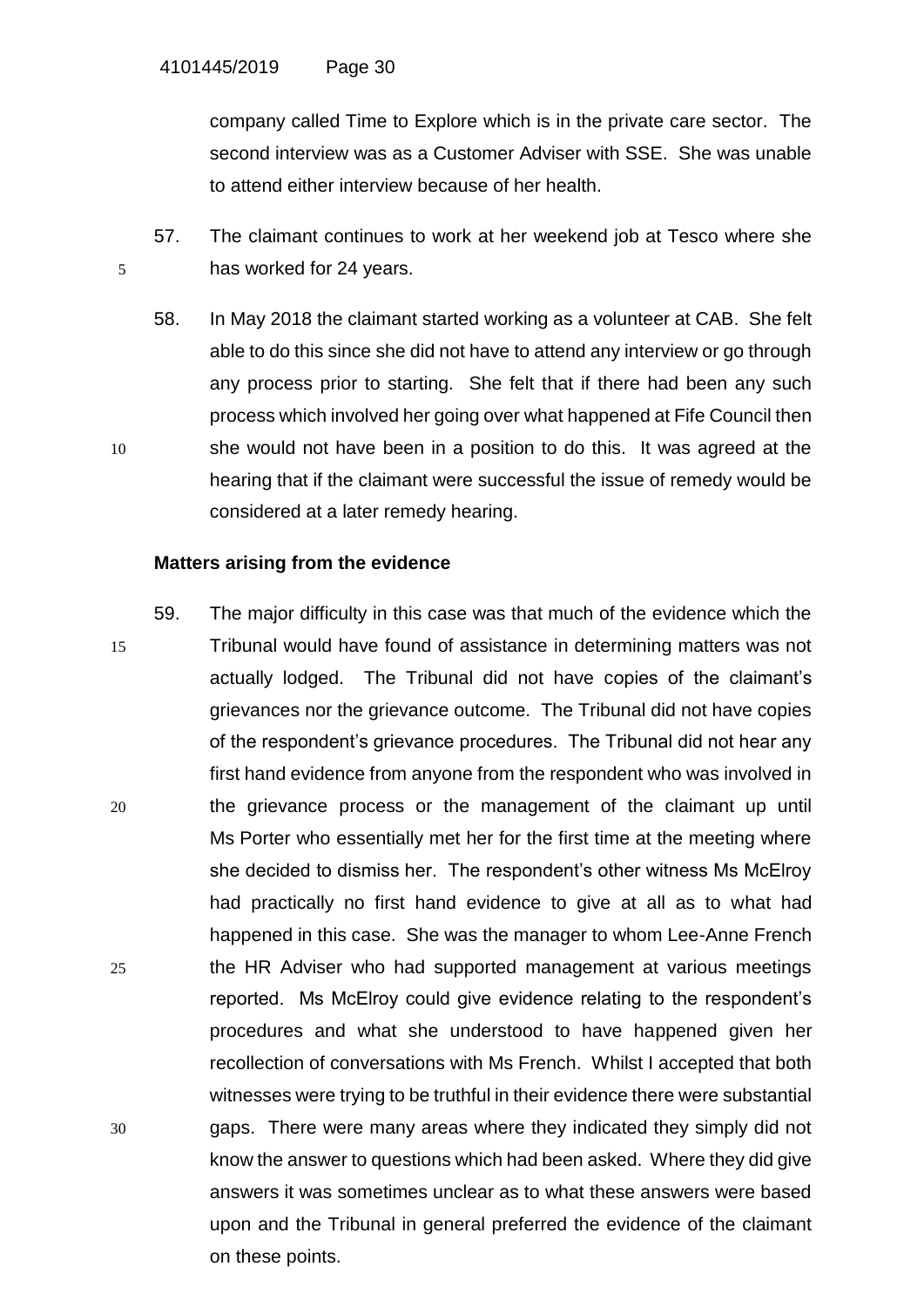company called Time to Explore which is in the private care sector. The second interview was as a Customer Adviser with SSE. She was unable to attend either interview because of her health.

57. The claimant continues to work at her weekend job at Tesco where she has worked for 24 years.

58. In May 2018 the claimant started working as a volunteer at CAB. She felt able to do this since she did not have to attend any interview or go through any process prior to starting. She felt that if there had been any such process which involved her going over what happened at Fife Council then she would not have been in a position to do this. It was agreed at the hearing that if the claimant were successful the issue of remedy would be considered at a later remedy hearing.

**Matters arising from the evidence**

59. The major difficulty in this case was that much of the evidence which the Tribunal would have found of assistance in determining matters was not actually lodged. The Tribunal did not have copies of the claimant's grievances nor the grievance outcome. The Tribunal did not have copies of the respondent's grievance procedures. The Tribunal did not hear any first hand evidence from anyone from the respondent who was involved in the grievance process or the management of the claimant up until Ms Porter who essentially met her for the first time at the meeting where she decided to dismiss her. The respondent's other witness Ms McElroy had practically no first hand evidence to give at all as to what had happened in this case. She was the manager to whom Lee-Anne French the HR Adviser who had supported management at various meetings reported. Ms McElroy could give evidence relating to the respondent's procedures and what she understood to have happened given her recollection of conversations with Ms French. Whilst I accepted that both witnesses were trying to be truthful in their evidence there were substantial gaps. There were many areas where they indicated they simply did not know the answer to questions which had been asked. Where they did give answers it was sometimes unclear as to what these answers were based upon and the Tribunal in general preferred the evidence of the claimant on these points.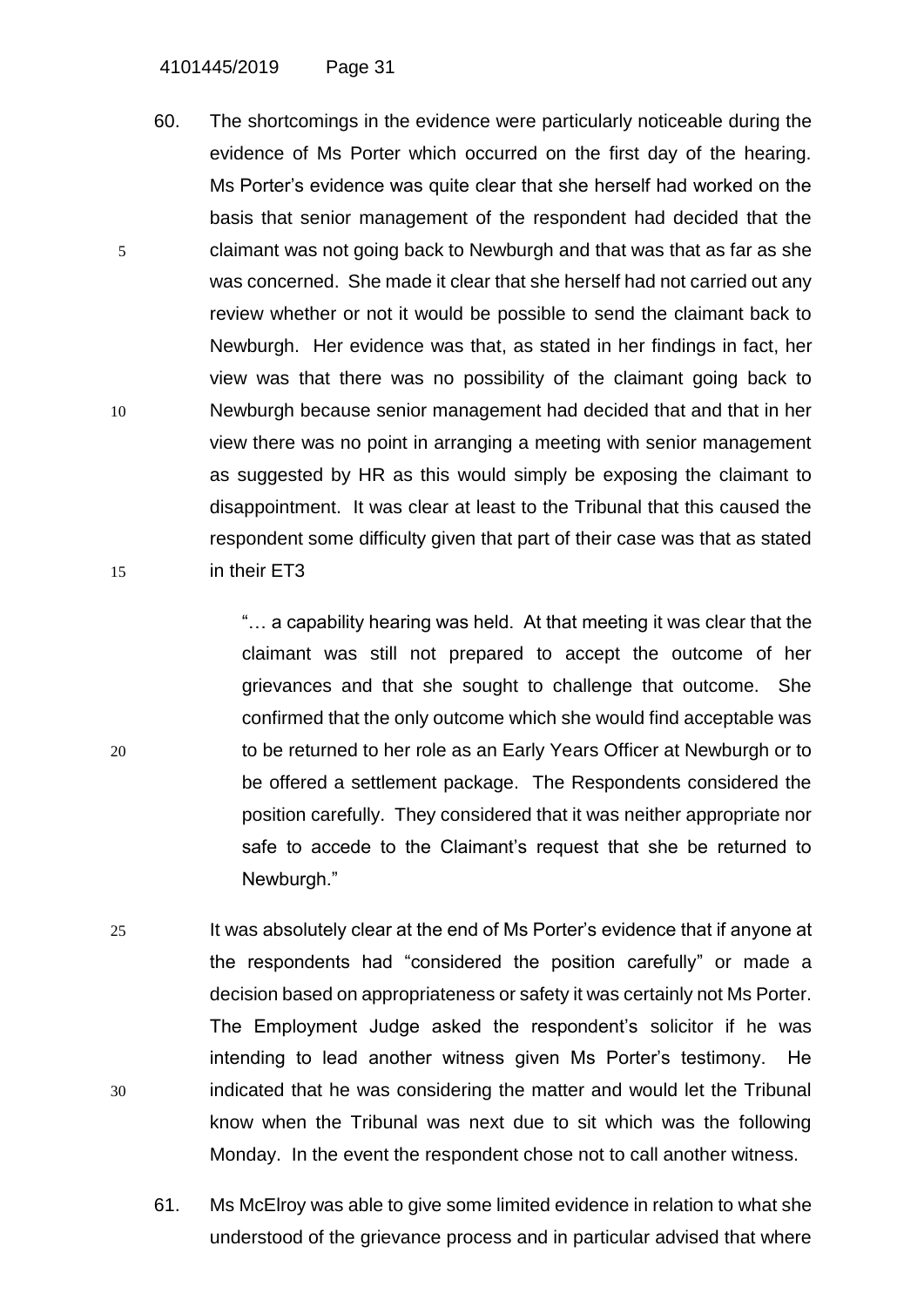60. The shortcomings in the evidence were particularly noticeable during the evidence of Ms Porter which occurred on the first day of the hearing. Ms Porter's evidence was quite clear that she herself had worked on the basis that senior management of the respondent had decided that the claimant was not going back to Newburgh and that was that as far as she was concerned. She made it clear that she herself had not carried out any review whether or not it would be possible to send the claimant back to Newburgh. Her evidence was that, as stated in her findings in fact, her view was that there was no possibility of the claimant going back to Newburgh because senior management had decided that and that in her view there was no point in arranging a meeting with senior management as suggested by HR as this would simply be exposing the claimant to disappointment. It was clear at least to the Tribunal that this caused the respondent some difficulty given that part of their case was that as stated in their ET3

> "… a capability hearing was held. At that meeting it was clear that the claimant was still not prepared to accept the outcome of her grievances and that she sought to challenge that outcome. She confirmed that the only outcome which she would find acceptable was to be returned to her role as an Early Years Officer at Newburgh or to be offered a settlement package. The Respondents considered the position carefully. They considered that it was neither appropriate nor safe to accede to the Claimant's request that she be returned to Newburgh."

It was absolutely clear at the end of Ms Porter's evidence that if anyone at the respondents had "considered the position carefully" or made a decision based on appropriateness or safety it was certainly not Ms Porter. The Employment Judge asked the respondent's solicitor if he was intending to lead another witness given Ms Porter's testimony. He indicated that he was considering the matter and would let the Tribunal know when the Tribunal was next due to sit which was the following Monday. In the event the respondent chose not to call another witness.

61. Ms McElroy was able to give some limited evidence in relation to what she understood of the grievance process and in particular advised that where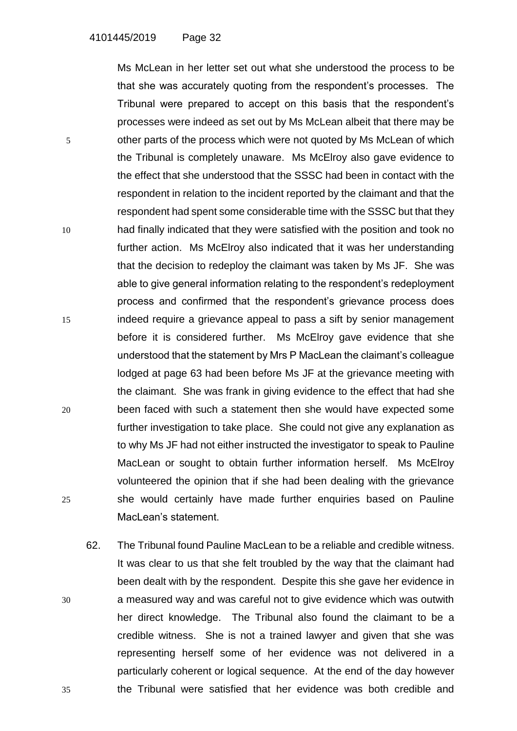Ms McLean in her letter set out what she understood the process to be that she was accurately quoting from the respondent's processes. The Tribunal were prepared to accept on this basis that the respondent's processes were indeed as set out by Ms McLean albeit that there may be other parts of the process which were not quoted by Ms McLean of which the Tribunal is completely unaware. Ms McElroy also gave evidence to the effect that she understood that the SSSC had been in contact with the respondent in relation to the incident reported by the claimant and that the respondent had spent some considerable time with the SSSC but that they had finally indicated that they were satisfied with the position and took no further action. Ms McElroy also indicated that it was her understanding that the decision to redeploy the claimant was taken by Ms JF. She was able to give general information relating to the respondent's redeployment process and confirmed that the respondent's grievance process does indeed require a grievance appeal to pass a sift by senior management before it is considered further. Ms McElroy gave evidence that she understood that the statement by Mrs P MacLean the claimant's colleague lodged at page 63 had been before Ms JF at the grievance meeting with the claimant. She was frank in giving evidence to the effect that had she been faced with such a statement then she would have expected some further investigation to take place. She could not give any explanation as to why Ms JF had not either instructed the investigator to speak to Pauline MacLean or sought to obtain further information herself. Ms McElroy volunteered the opinion that if she had been dealing with the grievance she would certainly have made further enquiries based on Pauline MacLean's statement.

62. The Tribunal found Pauline MacLean to be a reliable and credible witness. It was clear to us that she felt troubled by the way that the claimant had been dealt with by the respondent. Despite this she gave her evidence in a measured way and was careful not to give evidence which was outwith her direct knowledge. The Tribunal also found the claimant to be a credible witness. She is not a trained lawyer and given that she was representing herself some of her evidence was not delivered in a particularly coherent or logical sequence. At the end of the day however the Tribunal were satisfied that her evidence was both credible and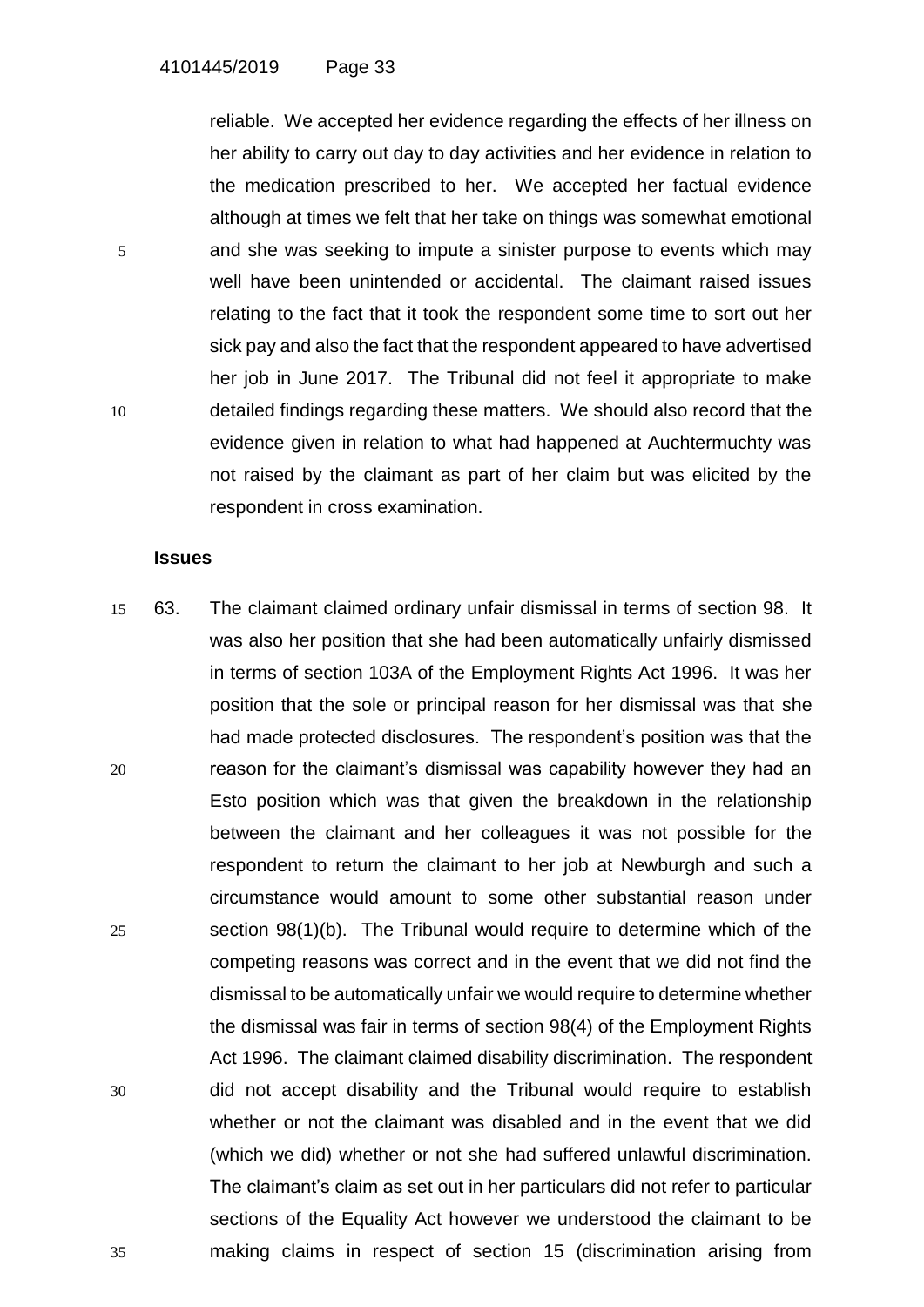reliable. We accepted her evidence regarding the effects of her illness on her ability to carry out day to day activities and her evidence in relation to the medication prescribed to her. We accepted her factual evidence although at times we felt that her take on things was somewhat emotional and she was seeking to impute a sinister purpose to events which may well have been unintended or accidental. The claimant raised issues relating to the fact that it took the respondent some time to sort out her sick pay and also the fact that the respondent appeared to have advertised her job in June 2017. The Tribunal did not feel it appropriate to make detailed findings regarding these matters. We should also record that the evidence given in relation to what had happened at Auchtermuchty was not raised by the claimant as part of her claim but was elicited by the respondent in cross examination.

## Issues

63. The claimant claimed ordinary unfair dismissal in terms of section 98. It was also her position that she had been automatically unfairly dismissed in terms of section 103A of the Employment Rights Act 1996. It was her position that the sole or principal reason for her dismissal was that she had made protected disclosures. The respondent's position was that the reason for the claimant's dismissal was capability however they had an Esto position which was that given the breakdown in the relationship between the claimant and her colleagues it was not possible for the respondent to return the claimant to her job at Newburgh and such a circumstance would amount to some other substantial reason under section 98(1)(b). The Tribunal would require to determine which of the competing reasons was correct and in the event that we did not find the dismissal to be automatically unfair we would require to determine whether the dismissal was fair in terms of section 98(4) of the Employment Rights Act 1996. The claimant claimed disability discrimination. The respondent did not accept disability and the Tribunal would require to establish whether or not the claimant was disabled and in the event that we did (which we did) whether or not she had suffered unlawful discrimination. The claimant's claim as set out in her particulars did not refer to particular sections of the Equality Act however we understood the claimant to be making claims in respect of section 15 (discrimination arising from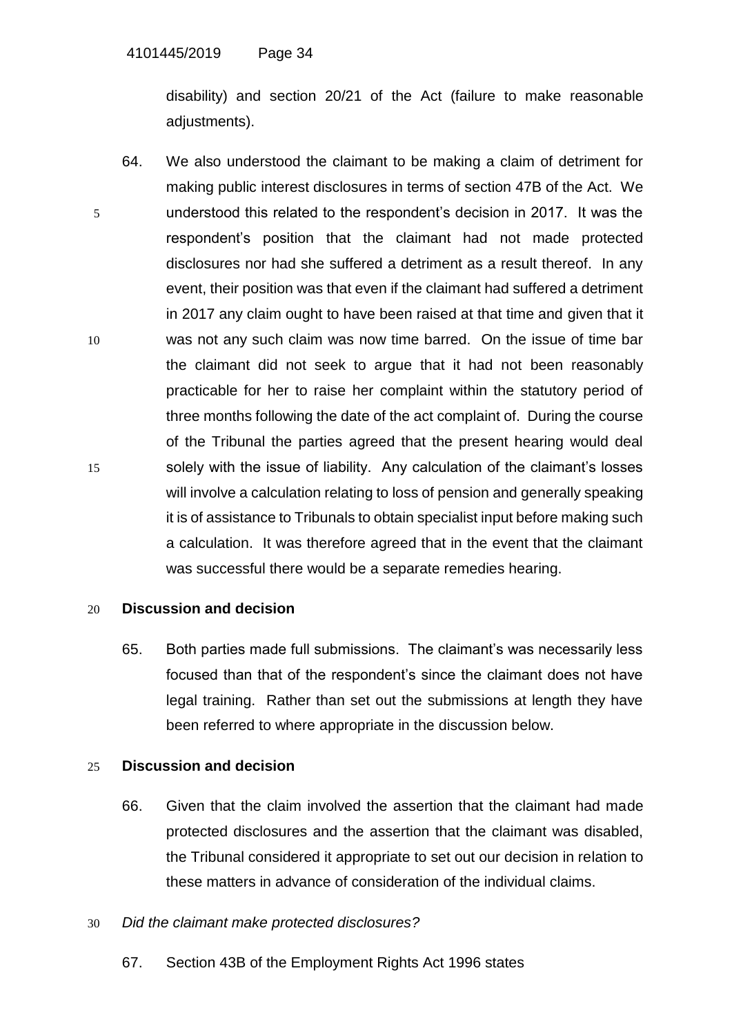disability) and section 20/21 of the Act (failure to make reasonable adjustments).

64. We also understood the claimant to be making a claim of detriment for making public interest disclosures in terms of section 47B of the Act. We understood this related to the respondent's decision in 2017. It was the respondent's position that the claimant had not made protected disclosures nor had she suffered a detriment as a result thereof. In any event, their position was that even if the claimant had suffered a detriment in 2017 any claim ought to have been raised at that time and given that it was not any such claim was now time barred. On the issue of time bar the claimant did not seek to argue that it had not been reasonably practicable for her to raise her complaint within the statutory period of three months following the date of the act complaint of. During the course of the Tribunal the parties agreed that the present hearing would deal solely with the issue of liability. Any calculation of the claimant's losses will involve a calculation relating to loss of pension and generally speaking it is of assistance to Tribunals to obtain specialist input before making such a calculation. It was therefore agreed that in the event that the claimant was successful there would be a separate remedies hearing.

## Discussion and decision

65. Both parties made full submissions. The claimant's was necessarily less focused than that of the respondent's since the claimant does not have legal training. Rather than set out the submissions at length they have been referred to where appropriate in the discussion below.

## Discussion and decision

66. Given that the claim involved the assertion that the claimant had made protected disclosures and the assertion that the claimant was disabled, the Tribunal considered it appropriate to set out our decision in relation to these matters in advance of consideration of the individual claims.

*Did the claimant make protected disclosures?*

67. Section 43B of the Employment Rights Act 1996 states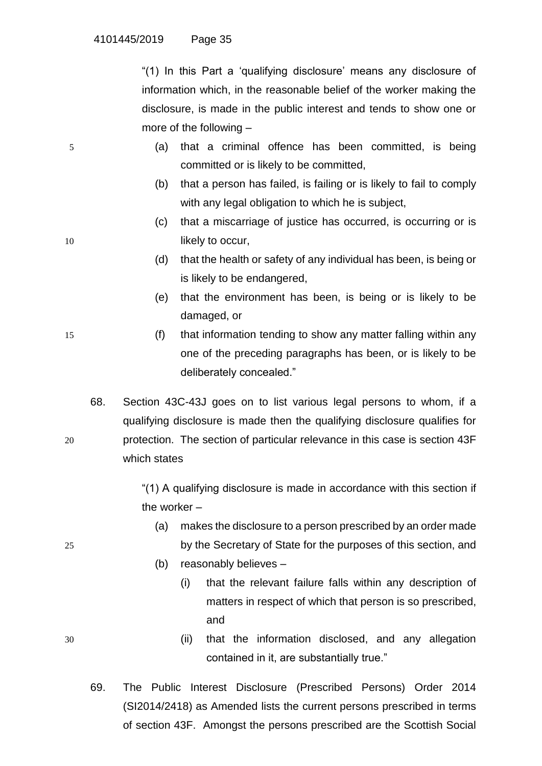"(1) In this Part a 'qualifying disclosure' means any disclosure of information which, in the reasonable belief of the worker making the disclosure, is made in the public interest and tends to show one or more of the following –

> (a) that a criminal offence has been committed, is being committed or is likely to be committed,
>
> (b) that a person has failed, is failing or is likely to fail to comply with any legal obligation to which he is subject,
>
> (c) that a miscarriage of justice has occurred, is occurring or is likely to occur,
>
> (d) that the health or safety of any individual has been, is being or is likely to be endangered,
>
> (e) that the environment has been, is being or is likely to be damaged, or
>
> (f) that information tending to show any matter falling within any one of the preceding paragraphs has been, or is likely to be deliberately concealed."

68. Section 43C-43J goes on to list various legal persons to whom, if a qualifying disclosure is made then the qualifying disclosure qualifies for protection. The section of particular relevance in this case is section 43F which states

"(1) A qualifying disclosure is made in accordance with this section if the worker –

> (a) makes the disclosure to a person prescribed by an order made by the Secretary of State for the purposes of this section, and
>
> (b) reasonably believes –
>
> > (i) that the relevant failure falls within any description of matters in respect of which that person is so prescribed, and
> >
> > (ii) that the information disclosed, and any allegation contained in it, are substantially true."

69. The Public Interest Disclosure (Prescribed Persons) Order 2014 (SI2014/2418) as Amended lists the current persons prescribed in terms of section 43F. Amongst the persons prescribed are the Scottish Social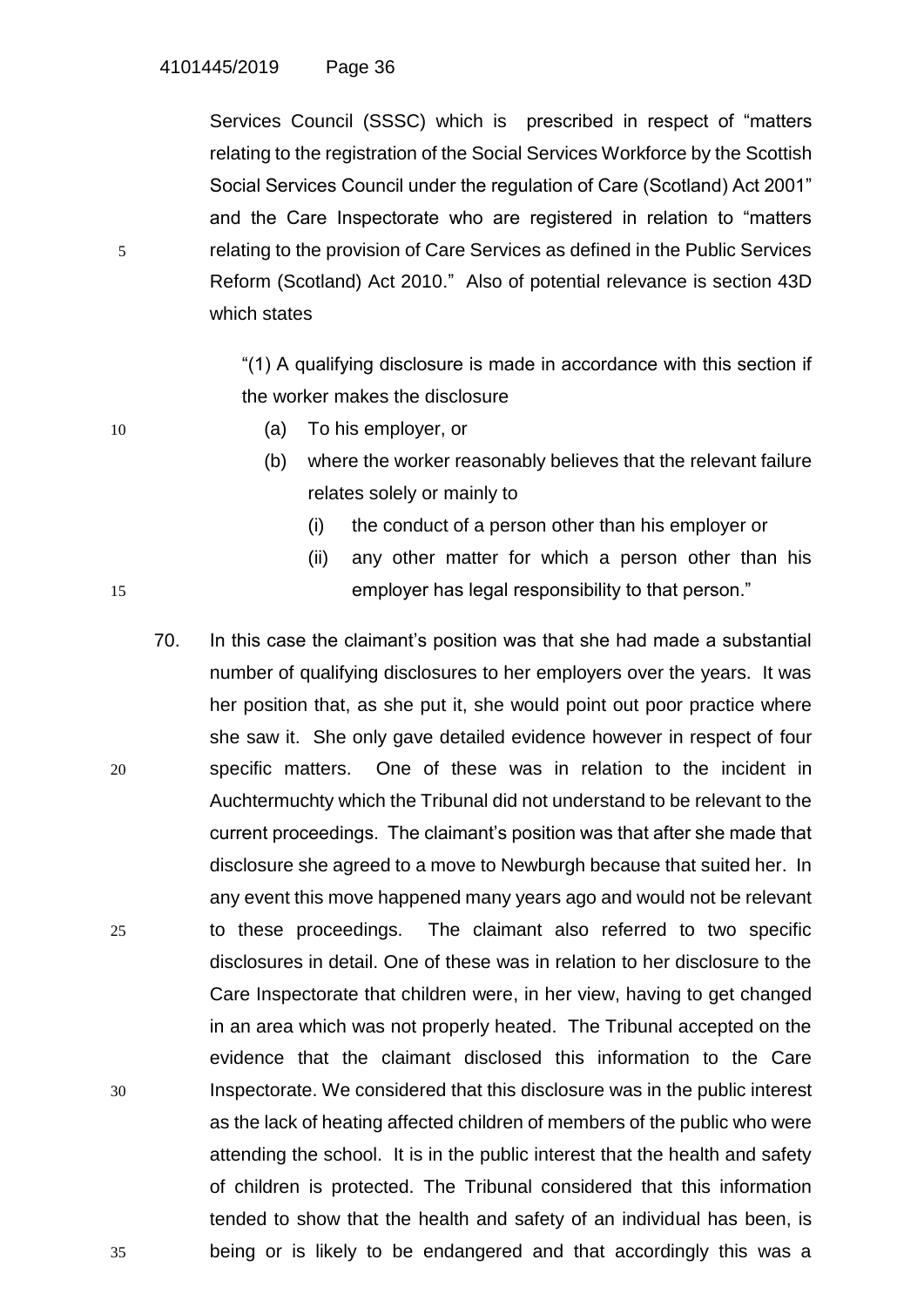Services Council (SSSC) which is prescribed in respect of "matters relating to the registration of the Social Services Workforce by the Scottish Social Services Council under the regulation of Care (Scotland) Act 2001" and the Care Inspectorate who are registered in relation to "matters relating to the provision of Care Services as defined in the Public Services Reform (Scotland) Act 2010." Also of potential relevance is section 43D which states

> "(1) A qualifying disclosure is made in accordance with this section if the worker makes the disclosure
>
> (a) To his employer, or
>
> (b) where the worker reasonably believes that the relevant failure relates solely or mainly to
>
> (i) the conduct of a person other than his employer or
>
> (ii) any other matter for which a person other than his employer has legal responsibility to that person."

70. In this case the claimant's position was that she had made a substantial number of qualifying disclosures to her employers over the years. It was her position that, as she put it, she would point out poor practice where she saw it. She only gave detailed evidence however in respect of four specific matters. One of these was in relation to the incident in Auchtermuchty which the Tribunal did not understand to be relevant to the current proceedings. The claimant's position was that after she made that disclosure she agreed to a move to Newburgh because that suited her. In any event this move happened many years ago and would not be relevant to these proceedings. The claimant also referred to two specific disclosures in detail. One of these was in relation to her disclosure to the Care Inspectorate that children were, in her view, having to get changed in an area which was not properly heated. The Tribunal accepted on the evidence that the claimant disclosed this information to the Care Inspectorate. We considered that this disclosure was in the public interest as the lack of heating affected children of members of the public who were attending the school. It is in the public interest that the health and safety of children is protected. The Tribunal considered that this information tended to show that the health and safety of an individual has been, is being or is likely to be endangered and that accordingly this was a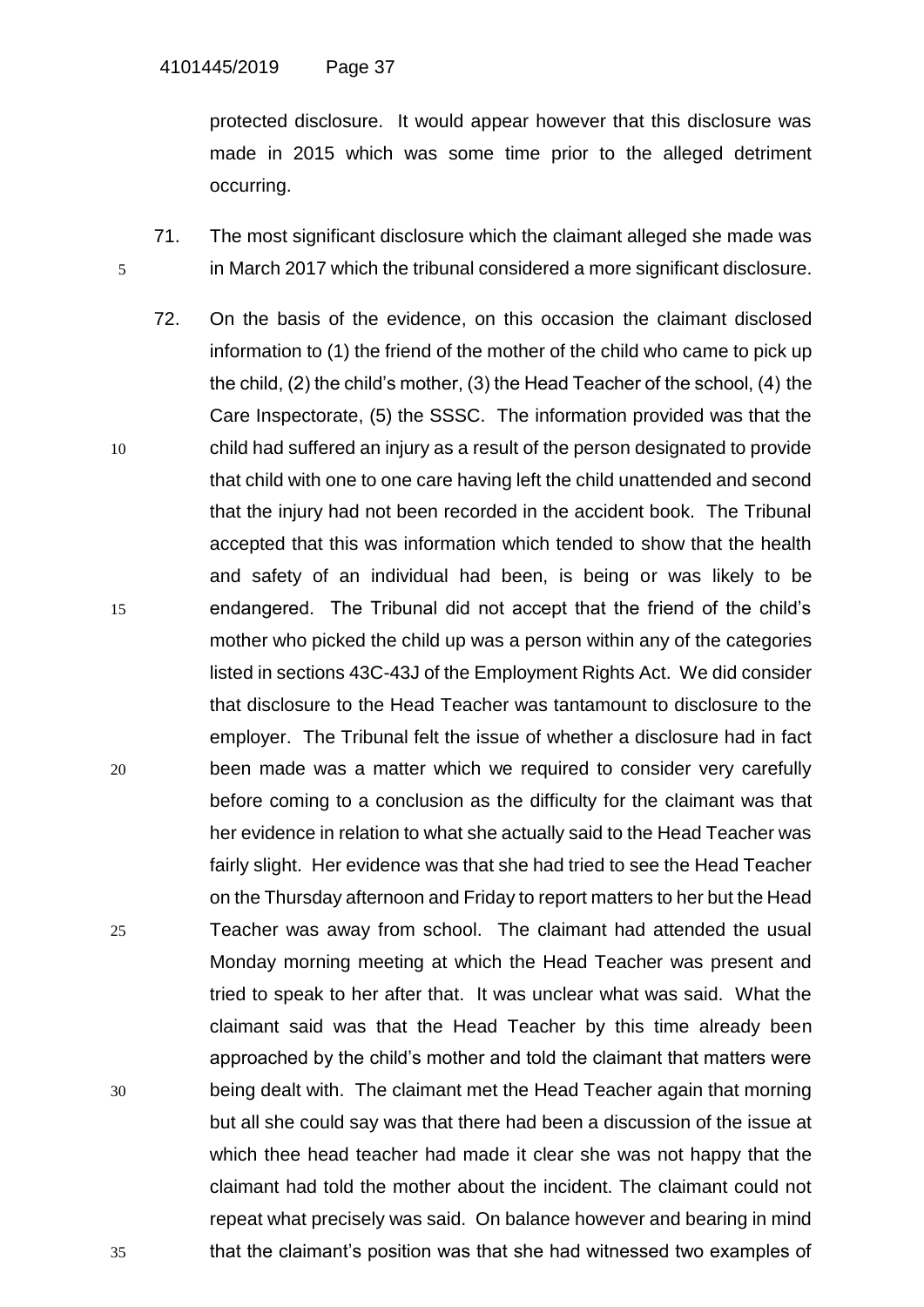protected disclosure. It would appear however that this disclosure was made in 2015 which was some time prior to the alleged detriment occurring.

71. The most significant disclosure which the claimant alleged she made was in March 2017 which the tribunal considered a more significant disclosure.

72. On the basis of the evidence, on this occasion the claimant disclosed information to (1) the friend of the mother of the child who came to pick up the child, (2) the child's mother, (3) the Head Teacher of the school, (4) the Care Inspectorate, (5) the SSSC. The information provided was that the child had suffered an injury as a result of the person designated to provide that child with one to one care having left the child unattended and second that the injury had not been recorded in the accident book. The Tribunal accepted that this was information which tended to show that the health and safety of an individual had been, is being or was likely to be endangered. The Tribunal did not accept that the friend of the child's mother who picked the child up was a person within any of the categories listed in sections 43C-43J of the Employment Rights Act. We did consider that disclosure to the Head Teacher was tantamount to disclosure to the employer. The Tribunal felt the issue of whether a disclosure had in fact been made was a matter which we required to consider very carefully before coming to a conclusion as the difficulty for the claimant was that her evidence in relation to what she actually said to the Head Teacher was fairly slight. Her evidence was that she had tried to see the Head Teacher on the Thursday afternoon and Friday to report matters to her but the Head Teacher was away from school. The claimant had attended the usual Monday morning meeting at which the Head Teacher was present and tried to speak to her after that. It was unclear what was said. What the claimant said was that the Head Teacher by this time already been approached by the child's mother and told the claimant that matters were being dealt with. The claimant met the Head Teacher again that morning but all she could say was that there had been a discussion of the issue at which thee head teacher had made it clear she was not happy that the claimant had told the mother about the incident. The claimant could not repeat what precisely was said. On balance however and bearing in mind that the claimant's position was that she had witnessed two examples of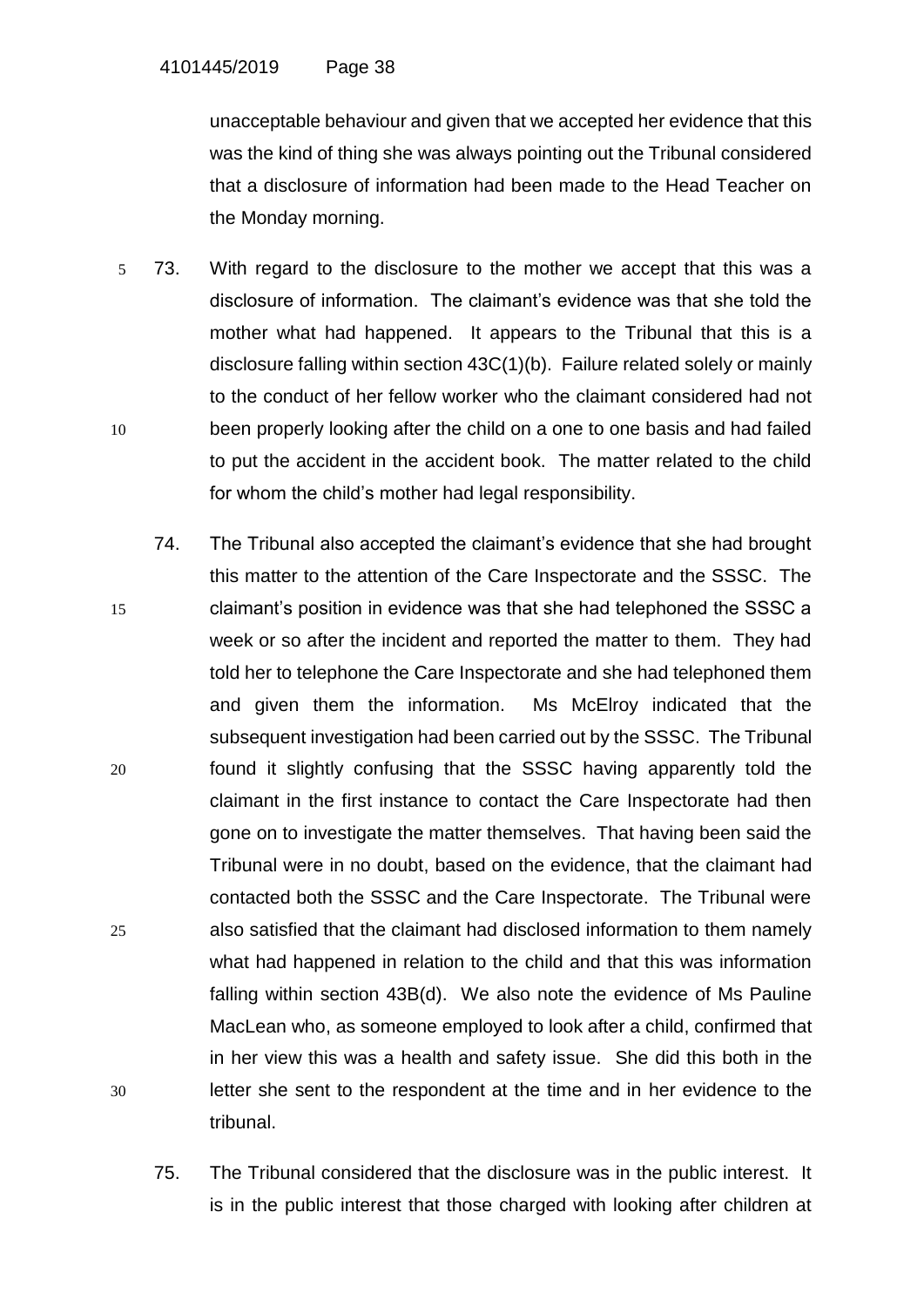unacceptable behaviour and given that we accepted her evidence that this was the kind of thing she was always pointing out the Tribunal considered that a disclosure of information had been made to the Head Teacher on the Monday morning.

73. With regard to the disclosure to the mother we accept that this was a disclosure of information. The claimant's evidence was that she told the mother what had happened. It appears to the Tribunal that this is a disclosure falling within section 43C(1)(b). Failure related solely or mainly to the conduct of her fellow worker who the claimant considered had not been properly looking after the child on a one to one basis and had failed to put the accident in the accident book. The matter related to the child for whom the child's mother had legal responsibility.

74. The Tribunal also accepted the claimant's evidence that she had brought this matter to the attention of the Care Inspectorate and the SSSC. The claimant's position in evidence was that she had telephoned the SSSC a week or so after the incident and reported the matter to them. They had told her to telephone the Care Inspectorate and she had telephoned them and given them the information. Ms McElroy indicated that the subsequent investigation had been carried out by the SSSC. The Tribunal found it slightly confusing that the SSSC having apparently told the claimant in the first instance to contact the Care Inspectorate had then gone on to investigate the matter themselves. That having been said the Tribunal were in no doubt, based on the evidence, that the claimant had contacted both the SSSC and the Care Inspectorate. The Tribunal were also satisfied that the claimant had disclosed information to them namely what had happened in relation to the child and that this was information falling within section 43B(d). We also note the evidence of Ms Pauline MacLean who, as someone employed to look after a child, confirmed that in her view this was a health and safety issue. She did this both in the letter she sent to the respondent at the time and in her evidence to the tribunal.

75. The Tribunal considered that the disclosure was in the public interest. It is in the public interest that those charged with looking after children at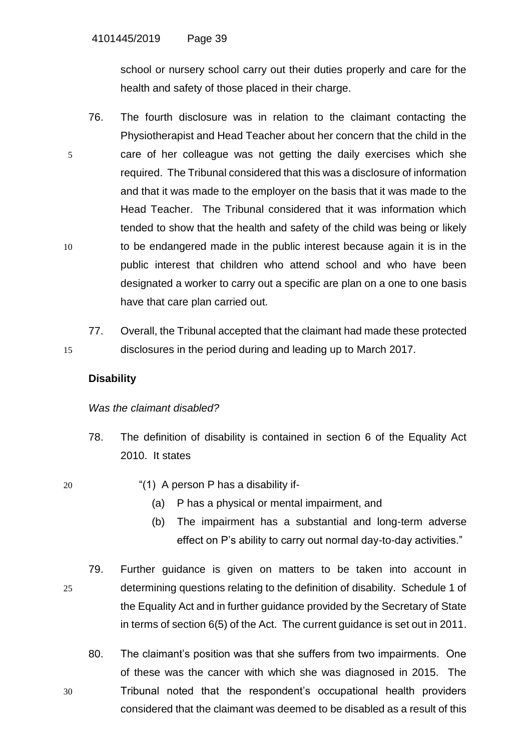school or nursery school carry out their duties properly and care for the health and safety of those placed in their charge.

76. The fourth disclosure was in relation to the claimant contacting the Physiotherapist and Head Teacher about her concern that the child in the care of her colleague was not getting the daily exercises which she required. The Tribunal considered that this was a disclosure of information and that it was made to the employer on the basis that it was made to the Head Teacher. The Tribunal considered that it was information which tended to show that the health and safety of the child was being or likely to be endangered made in the public interest because again it is in the public interest that children who attend school and who have been designated a worker to carry out a specific are plan on a one to one basis have that care plan carried out.

77. Overall, the Tribunal accepted that the claimant had made these protected disclosures in the period during and leading up to March 2017.

**Disability**

*Was the claimant disabled?*

78. The definition of disability is contained in section 6 of the Equality Act 2010. It states

> "(1) A person P has a disability if-
>
> (a) P has a physical or mental impairment, and
>
> (b) The impairment has a substantial and long-term adverse effect on P's ability to carry out normal day-to-day activities."

79. Further guidance is given on matters to be taken into account in determining questions relating to the definition of disability. Schedule 1 of the Equality Act and in further guidance provided by the Secretary of State in terms of section 6(5) of the Act. The current guidance is set out in 2011.

80. The claimant's position was that she suffers from two impairments. One of these was the cancer with which she was diagnosed in 2015. The Tribunal noted that the respondent's occupational health providers considered that the claimant was deemed to be disabled as a result of this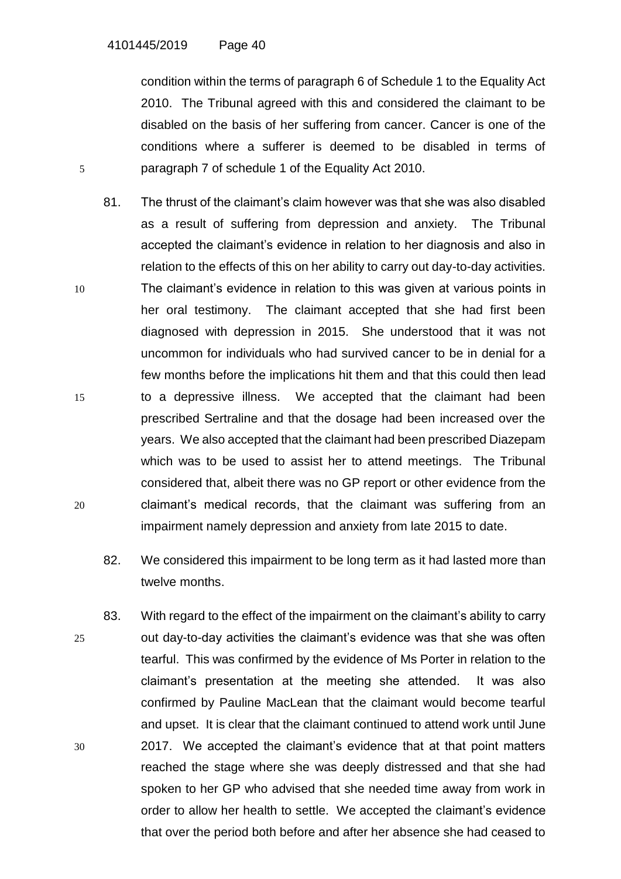condition within the terms of paragraph 6 of Schedule 1 to the Equality Act 2010. The Tribunal agreed with this and considered the claimant to be disabled on the basis of her suffering from cancer. Cancer is one of the conditions where a sufferer is deemed to be disabled in terms of paragraph 7 of schedule 1 of the Equality Act 2010.

81. The thrust of the claimant's claim however was that she was also disabled as a result of suffering from depression and anxiety. The Tribunal accepted the claimant's evidence in relation to her diagnosis and also in relation to the effects of this on her ability to carry out day-to-day activities. The claimant's evidence in relation to this was given at various points in her oral testimony. The claimant accepted that she had first been diagnosed with depression in 2015. She understood that it was not uncommon for individuals who had survived cancer to be in denial for a few months before the implications hit them and that this could then lead to a depressive illness. We accepted that the claimant had been prescribed Sertraline and that the dosage had been increased over the years. We also accepted that the claimant had been prescribed Diazepam which was to be used to assist her to attend meetings. The Tribunal considered that, albeit there was no GP report or other evidence from the claimant's medical records, that the claimant was suffering from an impairment namely depression and anxiety from late 2015 to date.

82. We considered this impairment to be long term as it had lasted more than twelve months.

83. With regard to the effect of the impairment on the claimant's ability to carry out day-to-day activities the claimant's evidence was that she was often tearful. This was confirmed by the evidence of Ms Porter in relation to the claimant's presentation at the meeting she attended. It was also confirmed by Pauline MacLean that the claimant would become tearful and upset. It is clear that the claimant continued to attend work until June 2017. We accepted the claimant's evidence that at that point matters reached the stage where she was deeply distressed and that she had spoken to her GP who advised that she needed time away from work in order to allow her health to settle. We accepted the claimant's evidence that over the period both before and after her absence she had ceased to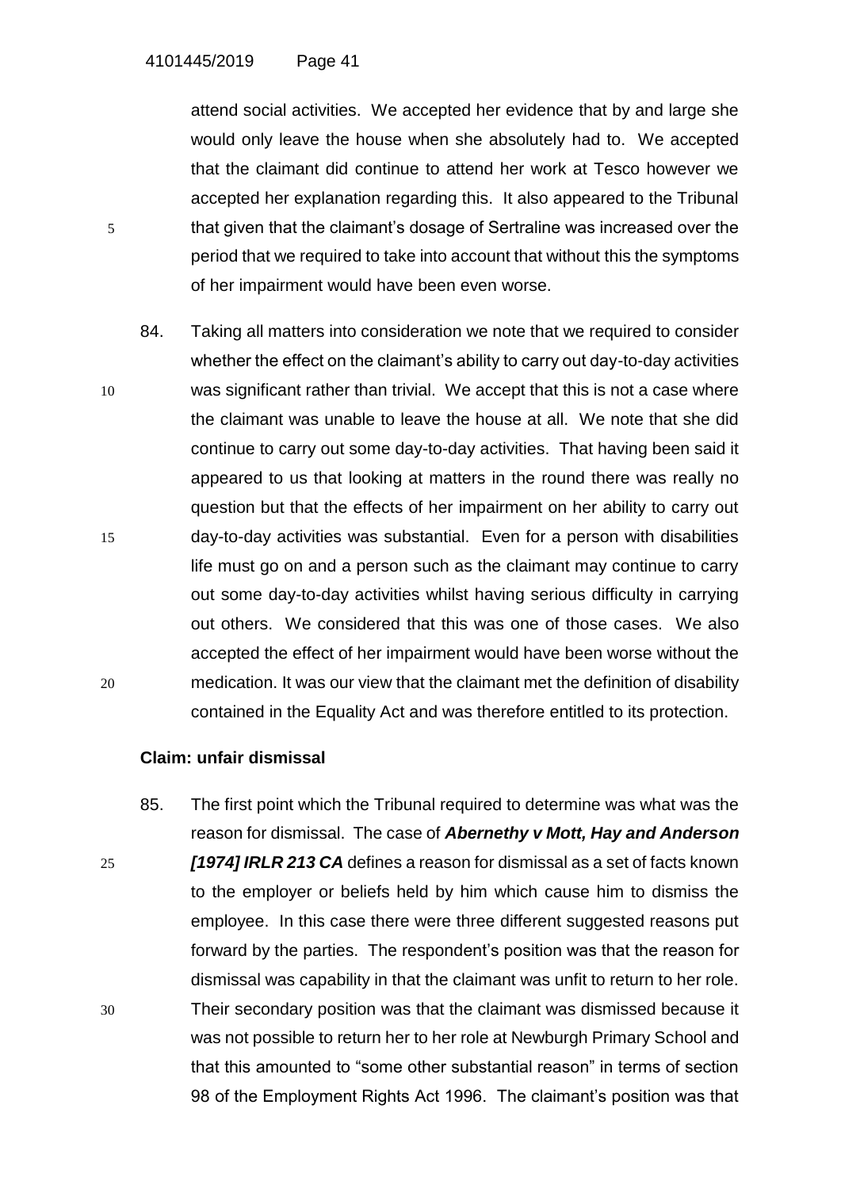attend social activities. We accepted her evidence that by and large she would only leave the house when she absolutely had to. We accepted that the claimant did continue to attend her work at Tesco however we accepted her explanation regarding this. It also appeared to the Tribunal that given that the claimant's dosage of Sertraline was increased over the period that we required to take into account that without this the symptoms of her impairment would have been even worse.

84. Taking all matters into consideration we note that we required to consider whether the effect on the claimant's ability to carry out day-to-day activities was significant rather than trivial. We accept that this is not a case where the claimant was unable to leave the house at all. We note that she did continue to carry out some day-to-day activities. That having been said it appeared to us that looking at matters in the round there was really no question but that the effects of her impairment on her ability to carry out day-to-day activities was substantial. Even for a person with disabilities life must go on and a person such as the claimant may continue to carry out some day-to-day activities whilst having serious difficulty in carrying out others. We considered that this was one of those cases. We also accepted the effect of her impairment would have been worse without the medication. It was our view that the claimant met the definition of disability contained in the Equality Act and was therefore entitled to its protection.

**Claim: unfair dismissal**

85. The first point which the Tribunal required to determine was what was the reason for dismissal. The case of ***Abernethy v Mott, Hay and Anderson [1974] IRLR 213 CA*** defines a reason for dismissal as a set of facts known to the employer or beliefs held by him which cause him to dismiss the employee. In this case there were three different suggested reasons put forward by the parties. The respondent's position was that the reason for dismissal was capability in that the claimant was unfit to return to her role. Their secondary position was that the claimant was dismissed because it was not possible to return her to her role at Newburgh Primary School and that this amounted to "some other substantial reason" in terms of section 98 of the Employment Rights Act 1996. The claimant's position was that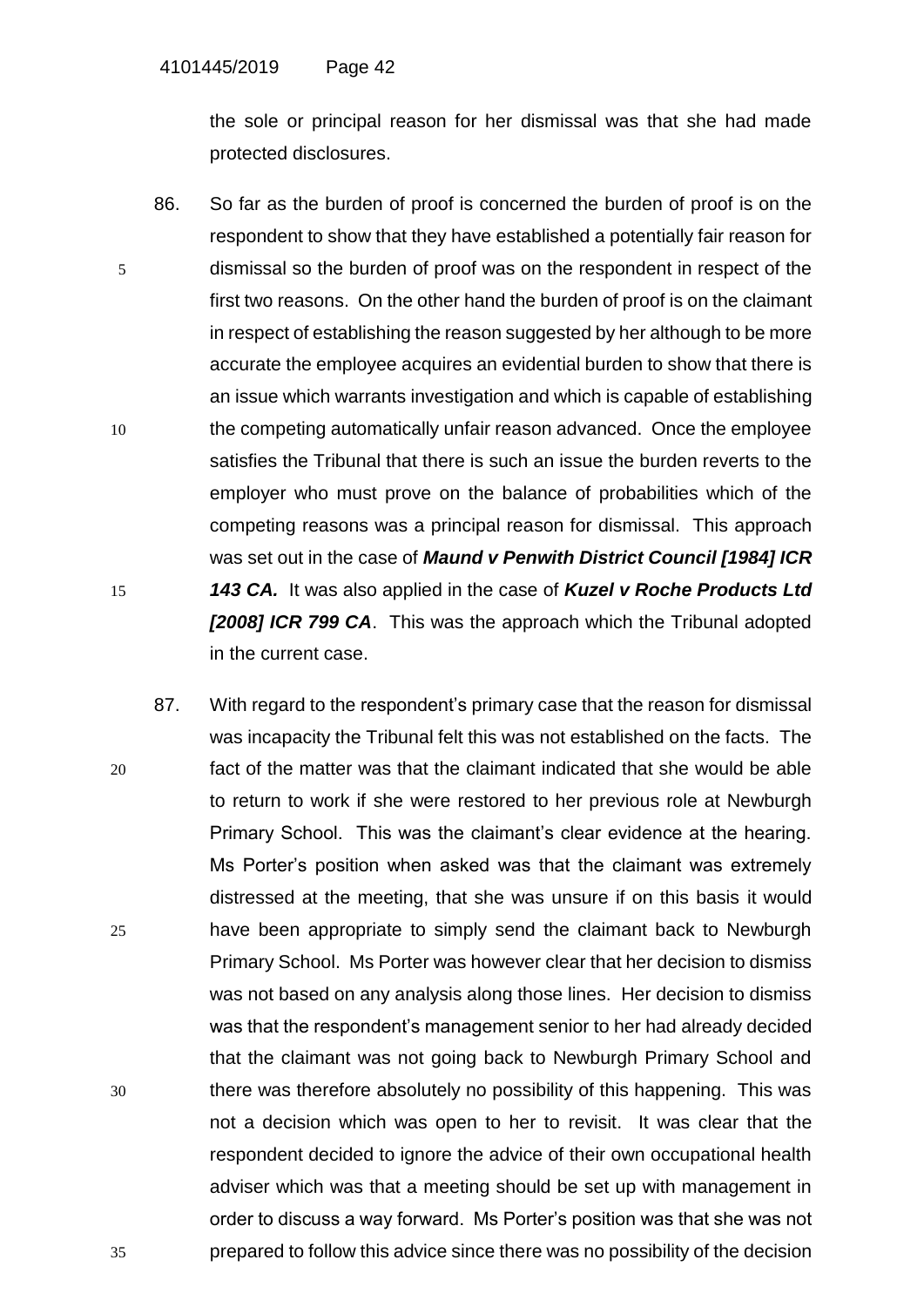the sole or principal reason for her dismissal was that she had made protected disclosures.

86. So far as the burden of proof is concerned the burden of proof is on the respondent to show that they have established a potentially fair reason for dismissal so the burden of proof was on the respondent in respect of the first two reasons. On the other hand the burden of proof is on the claimant in respect of establishing the reason suggested by her although to be more accurate the employee acquires an evidential burden to show that there is an issue which warrants investigation and which is capable of establishing the competing automatically unfair reason advanced. Once the employee satisfies the Tribunal that there is such an issue the burden reverts to the employer who must prove on the balance of probabilities which of the competing reasons was a principal reason for dismissal. This approach was set out in the case of ***Maund v Penwith District Council [1984] ICR 143 CA.*** It was also applied in the case of ***Kuzel v Roche Products Ltd [2008] ICR 799 CA***. This was the approach which the Tribunal adopted in the current case.

87. With regard to the respondent's primary case that the reason for dismissal was incapacity the Tribunal felt this was not established on the facts. The fact of the matter was that the claimant indicated that she would be able to return to work if she were restored to her previous role at Newburgh Primary School. This was the claimant's clear evidence at the hearing. Ms Porter's position when asked was that the claimant was extremely distressed at the meeting, that she was unsure if on this basis it would have been appropriate to simply send the claimant back to Newburgh Primary School. Ms Porter was however clear that her decision to dismiss was not based on any analysis along those lines. Her decision to dismiss was that the respondent's management senior to her had already decided that the claimant was not going back to Newburgh Primary School and there was therefore absolutely no possibility of this happening. This was not a decision which was open to her to revisit. It was clear that the respondent decided to ignore the advice of their own occupational health adviser which was that a meeting should be set up with management in order to discuss a way forward. Ms Porter's position was that she was not prepared to follow this advice since there was no possibility of the decision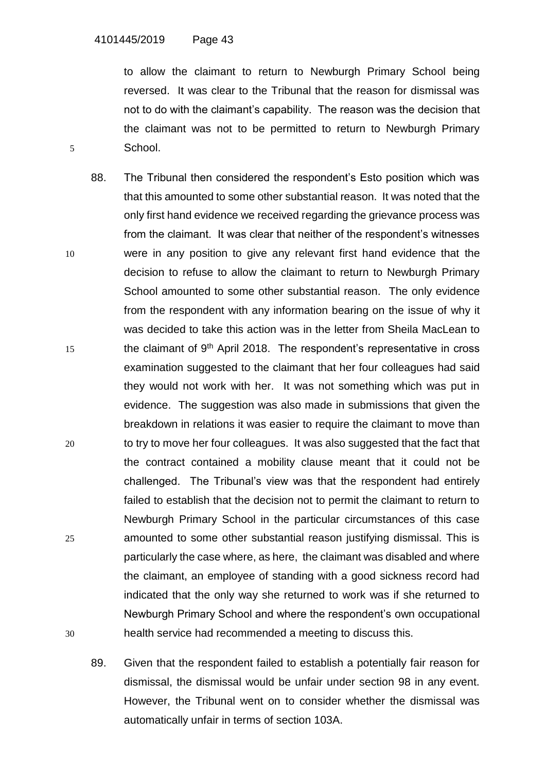to allow the claimant to return to Newburgh Primary School being reversed. It was clear to the Tribunal that the reason for dismissal was not to do with the claimant's capability. The reason was the decision that the claimant was not to be permitted to return to Newburgh Primary School.

88. The Tribunal then considered the respondent's Esto position which was that this amounted to some other substantial reason. It was noted that the only first hand evidence we received regarding the grievance process was from the claimant. It was clear that neither of the respondent's witnesses were in any position to give any relevant first hand evidence that the decision to refuse to allow the claimant to return to Newburgh Primary School amounted to some other substantial reason. The only evidence from the respondent with any information bearing on the issue of why it was decided to take this action was in the letter from Sheila MacLean to the claimant of 9th April 2018. The respondent's representative in cross examination suggested to the claimant that her four colleagues had said they would not work with her. It was not something which was put in evidence. The suggestion was also made in submissions that given the breakdown in relations it was easier to require the claimant to move than to try to move her four colleagues. It was also suggested that the fact that the contract contained a mobility clause meant that it could not be challenged. The Tribunal's view was that the respondent had entirely failed to establish that the decision not to permit the claimant to return to Newburgh Primary School in the particular circumstances of this case amounted to some other substantial reason justifying dismissal. This is particularly the case where, as here, the claimant was disabled and where the claimant, an employee of standing with a good sickness record had indicated that the only way she returned to work was if she returned to Newburgh Primary School and where the respondent's own occupational health service had recommended a meeting to discuss this.

89. Given that the respondent failed to establish a potentially fair reason for dismissal, the dismissal would be unfair under section 98 in any event. However, the Tribunal went on to consider whether the dismissal was automatically unfair in terms of section 103A.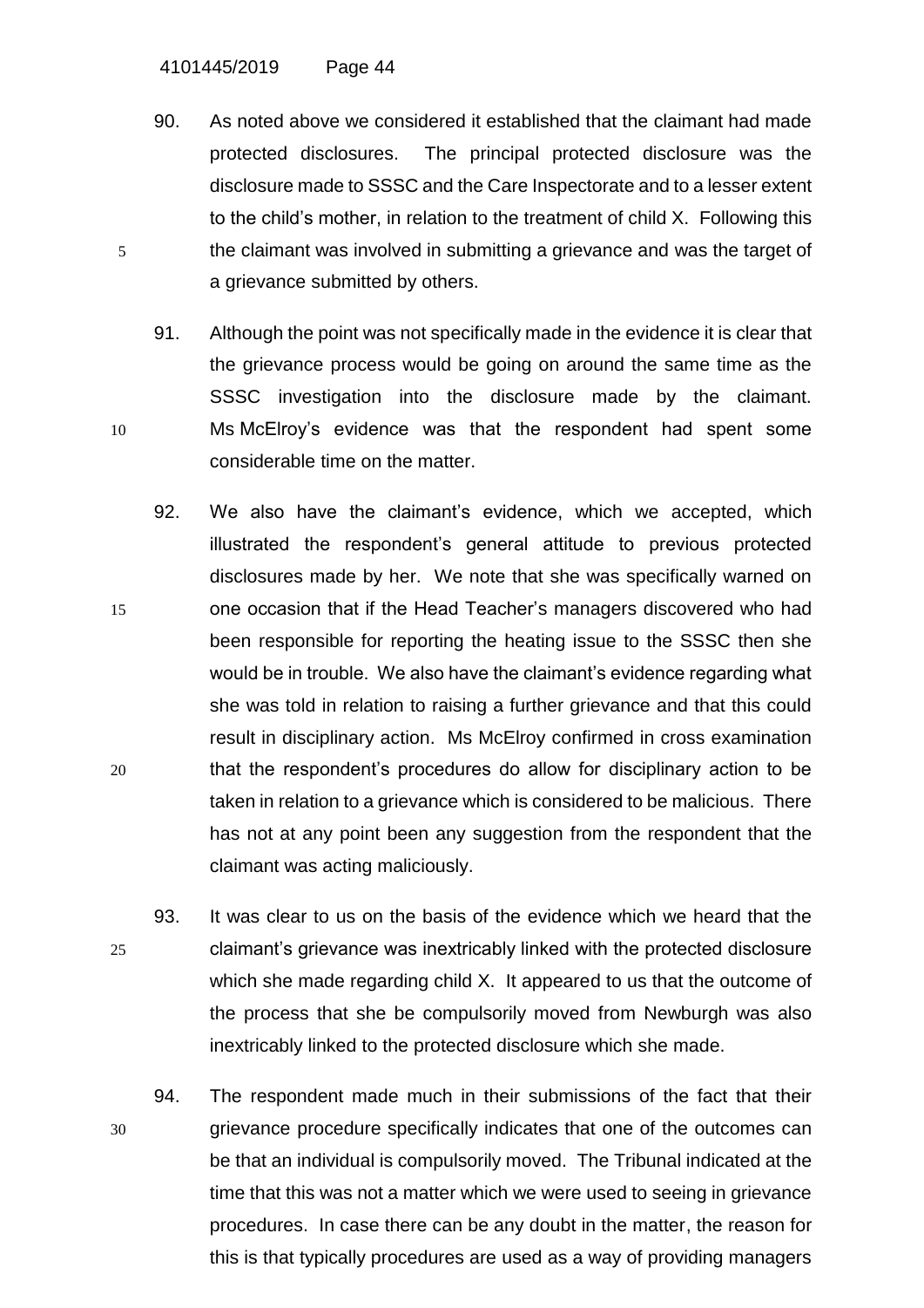90. As noted above we considered it established that the claimant had made protected disclosures. The principal protected disclosure was the disclosure made to SSSC and the Care Inspectorate and to a lesser extent to the child's mother, in relation to the treatment of child X. Following this the claimant was involved in submitting a grievance and was the target of a grievance submitted by others.

91. Although the point was not specifically made in the evidence it is clear that the grievance process would be going on around the same time as the SSSC investigation into the disclosure made by the claimant. Ms McElroy's evidence was that the respondent had spent some considerable time on the matter.

92. We also have the claimant's evidence, which we accepted, which illustrated the respondent's general attitude to previous protected disclosures made by her. We note that she was specifically warned on one occasion that if the Head Teacher's managers discovered who had been responsible for reporting the heating issue to the SSSC then she would be in trouble. We also have the claimant's evidence regarding what she was told in relation to raising a further grievance and that this could result in disciplinary action. Ms McElroy confirmed in cross examination that the respondent's procedures do allow for disciplinary action to be taken in relation to a grievance which is considered to be malicious. There has not at any point been any suggestion from the respondent that the claimant was acting maliciously.

93. It was clear to us on the basis of the evidence which we heard that the claimant's grievance was inextricably linked with the protected disclosure which she made regarding child X. It appeared to us that the outcome of the process that she be compulsorily moved from Newburgh was also inextricably linked to the protected disclosure which she made.

94. The respondent made much in their submissions of the fact that their grievance procedure specifically indicates that one of the outcomes can be that an individual is compulsorily moved. The Tribunal indicated at the time that this was not a matter which we were used to seeing in grievance procedures. In case there can be any doubt in the matter, the reason for this is that typically procedures are used as a way of providing managers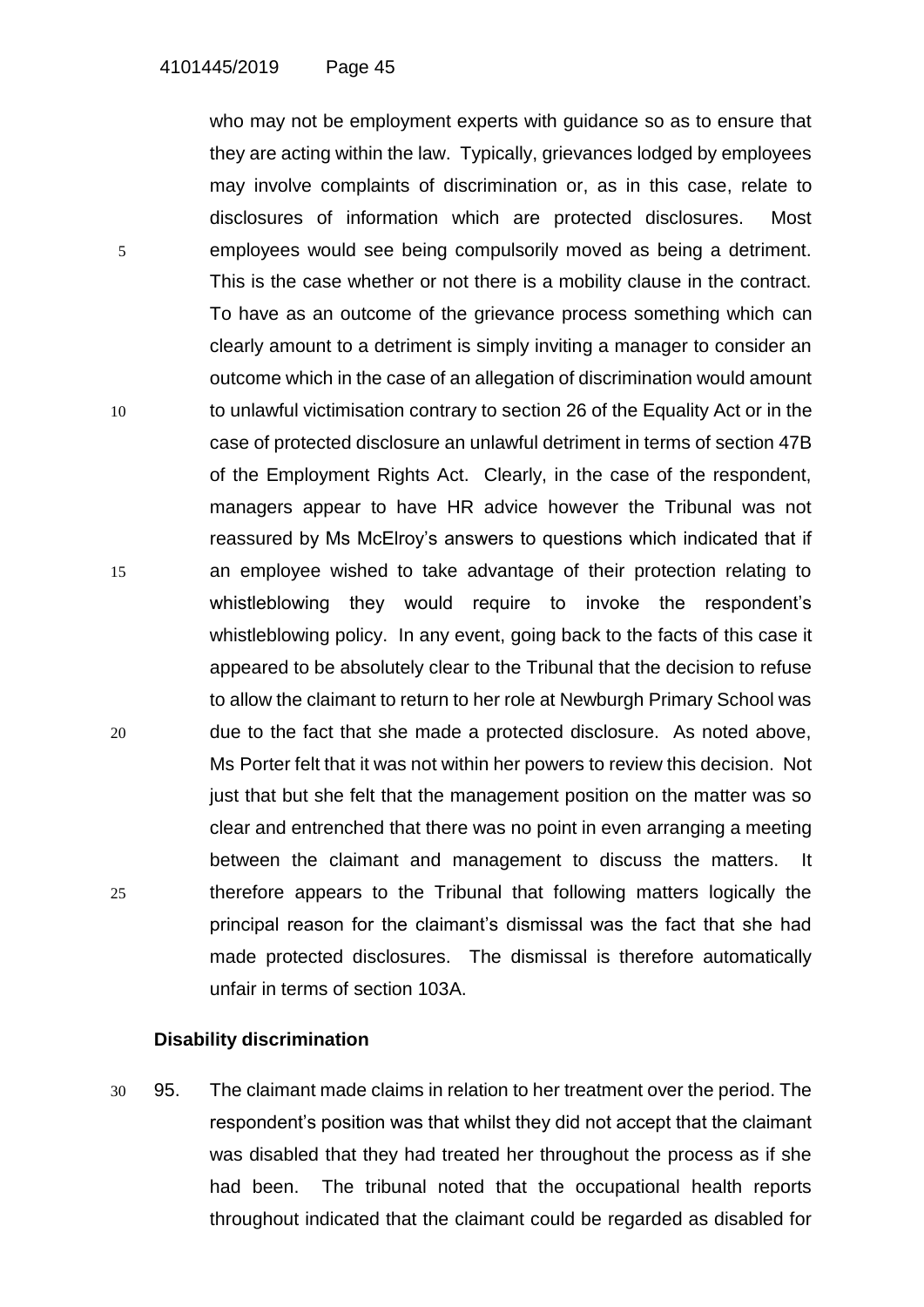who may not be employment experts with guidance so as to ensure that they are acting within the law. Typically, grievances lodged by employees may involve complaints of discrimination or, as in this case, relate to disclosures of information which are protected disclosures. Most employees would see being compulsorily moved as being a detriment. This is the case whether or not there is a mobility clause in the contract. To have as an outcome of the grievance process something which can clearly amount to a detriment is simply inviting a manager to consider an outcome which in the case of an allegation of discrimination would amount to unlawful victimisation contrary to section 26 of the Equality Act or in the case of protected disclosure an unlawful detriment in terms of section 47B of the Employment Rights Act. Clearly, in the case of the respondent, managers appear to have HR advice however the Tribunal was not reassured by Ms McElroy's answers to questions which indicated that if an employee wished to take advantage of their protection relating to whistleblowing they would require to invoke the respondent's whistleblowing policy. In any event, going back to the facts of this case it appeared to be absolutely clear to the Tribunal that the decision to refuse to allow the claimant to return to her role at Newburgh Primary School was due to the fact that she made a protected disclosure. As noted above, Ms Porter felt that it was not within her powers to review this decision. Not just that but she felt that the management position on the matter was so clear and entrenched that there was no point in even arranging a meeting between the claimant and management to discuss the matters. It therefore appears to the Tribunal that following matters logically the principal reason for the claimant's dismissal was the fact that she had made protected disclosures. The dismissal is therefore automatically unfair in terms of section 103A.

**Disability discrimination**

95. The claimant made claims in relation to her treatment over the period. The respondent's position was that whilst they did not accept that the claimant was disabled that they had treated her throughout the process as if she had been. The tribunal noted that the occupational health reports throughout indicated that the claimant could be regarded as disabled for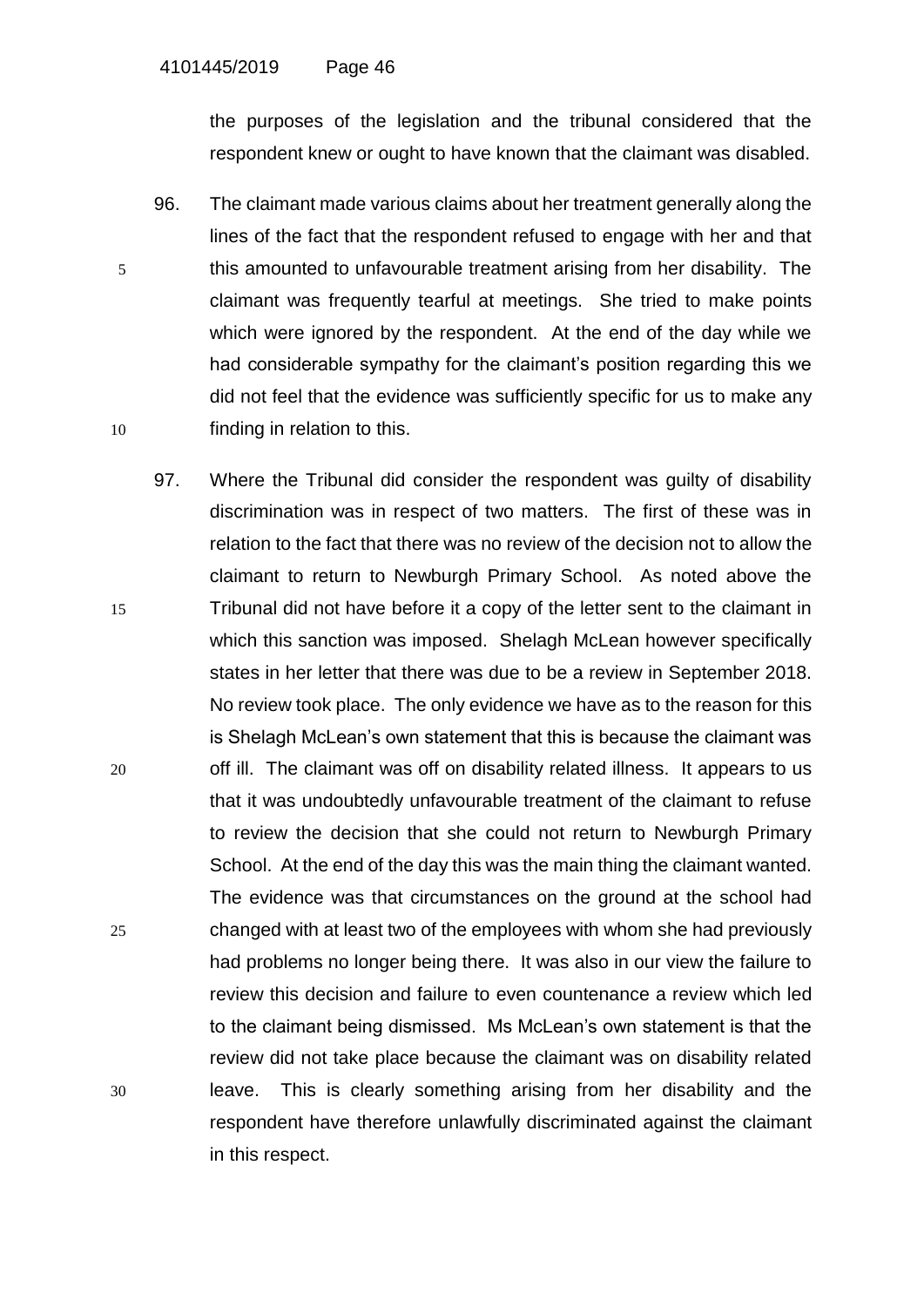the purposes of the legislation and the tribunal considered that the respondent knew or ought to have known that the claimant was disabled.

96. The claimant made various claims about her treatment generally along the lines of the fact that the respondent refused to engage with her and that this amounted to unfavourable treatment arising from her disability. The claimant was frequently tearful at meetings. She tried to make points which were ignored by the respondent. At the end of the day while we had considerable sympathy for the claimant's position regarding this we did not feel that the evidence was sufficiently specific for us to make any finding in relation to this.

97. Where the Tribunal did consider the respondent was guilty of disability discrimination was in respect of two matters. The first of these was in relation to the fact that there was no review of the decision not to allow the claimant to return to Newburgh Primary School. As noted above the Tribunal did not have before it a copy of the letter sent to the claimant in which this sanction was imposed. Shelagh McLean however specifically states in her letter that there was due to be a review in September 2018. No review took place. The only evidence we have as to the reason for this is Shelagh McLean's own statement that this is because the claimant was off ill. The claimant was off on disability related illness. It appears to us that it was undoubtedly unfavourable treatment of the claimant to refuse to review the decision that she could not return to Newburgh Primary School. At the end of the day this was the main thing the claimant wanted. The evidence was that circumstances on the ground at the school had changed with at least two of the employees with whom she had previously had problems no longer being there. It was also in our view the failure to review this decision and failure to even countenance a review which led to the claimant being dismissed. Ms McLean's own statement is that the review did not take place because the claimant was on disability related leave. This is clearly something arising from her disability and the respondent have therefore unlawfully discriminated against the claimant in this respect.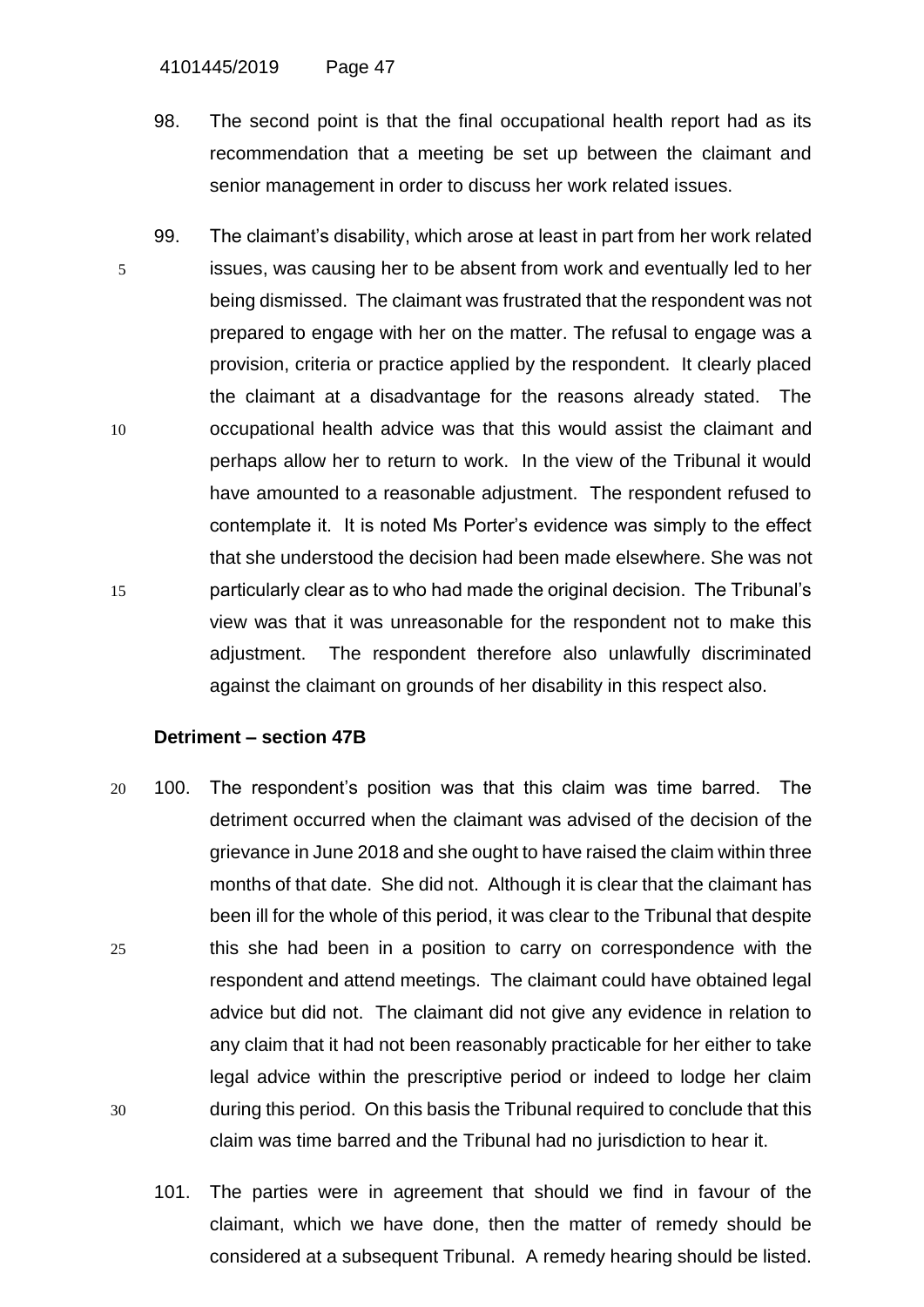98. The second point is that the final occupational health report had as its recommendation that a meeting be set up between the claimant and senior management in order to discuss her work related issues.

99. The claimant's disability, which arose at least in part from her work related issues, was causing her to be absent from work and eventually led to her being dismissed. The claimant was frustrated that the respondent was not prepared to engage with her on the matter. The refusal to engage was a provision, criteria or practice applied by the respondent. It clearly placed the claimant at a disadvantage for the reasons already stated. The occupational health advice was that this would assist the claimant and perhaps allow her to return to work. In the view of the Tribunal it would have amounted to a reasonable adjustment. The respondent refused to contemplate it. It is noted Ms Porter's evidence was simply to the effect that she understood the decision had been made elsewhere. She was not particularly clear as to who had made the original decision. The Tribunal's view was that it was unreasonable for the respondent not to make this adjustment. The respondent therefore also unlawfully discriminated against the claimant on grounds of her disability in this respect also.

**Detriment – section 47B**

100. The respondent's position was that this claim was time barred. The detriment occurred when the claimant was advised of the decision of the grievance in June 2018 and she ought to have raised the claim within three months of that date. She did not. Although it is clear that the claimant has been ill for the whole of this period, it was clear to the Tribunal that despite this she had been in a position to carry on correspondence with the respondent and attend meetings. The claimant could have obtained legal advice but did not. The claimant did not give any evidence in relation to any claim that it had not been reasonably practicable for her either to take legal advice within the prescriptive period or indeed to lodge her claim during this period. On this basis the Tribunal required to conclude that this claim was time barred and the Tribunal had no jurisdiction to hear it.

101. The parties were in agreement that should we find in favour of the claimant, which we have done, then the matter of remedy should be considered at a subsequent Tribunal. A remedy hearing should be listed.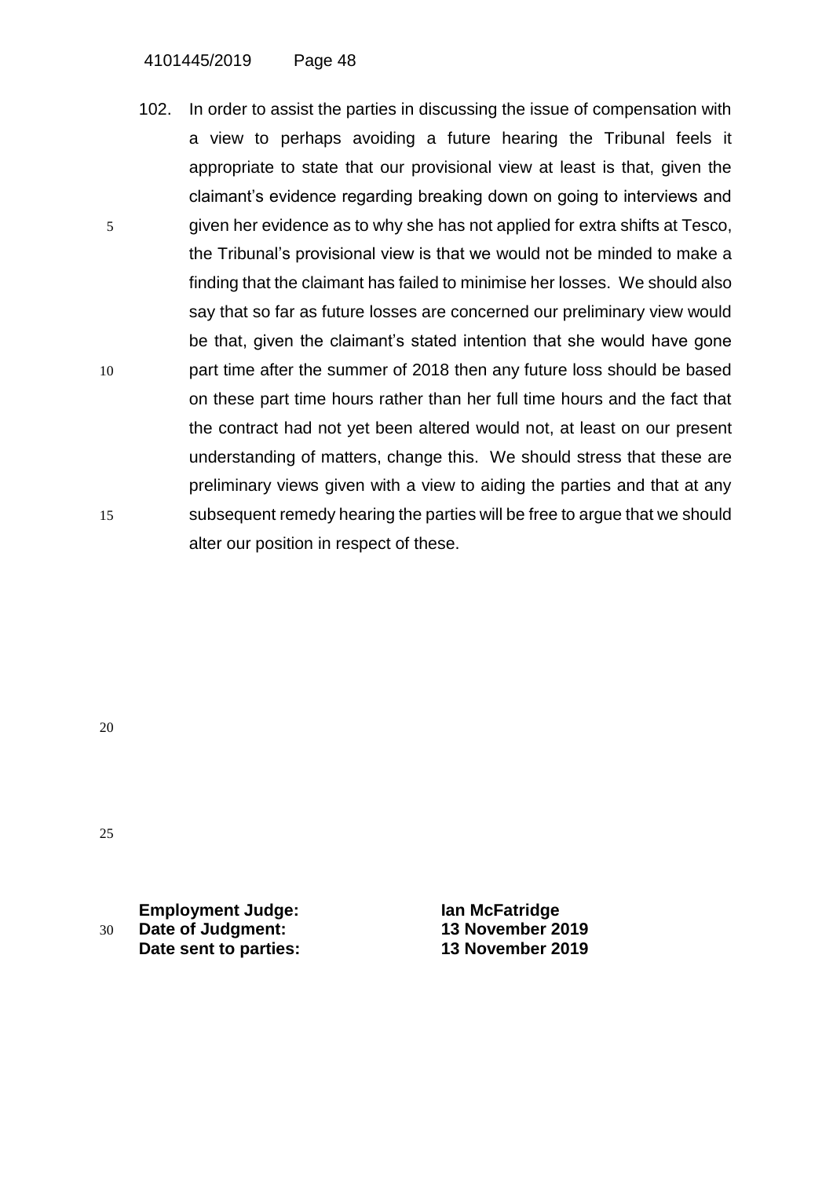102. In order to assist the parties in discussing the issue of compensation with a view to perhaps avoiding a future hearing the Tribunal feels it appropriate to state that our provisional view at least is that, given the claimant's evidence regarding breaking down on going to interviews and given her evidence as to why she has not applied for extra shifts at Tesco, the Tribunal's provisional view is that we would not be minded to make a finding that the claimant has failed to minimise her losses. We should also say that so far as future losses are concerned our preliminary view would be that, given the claimant's stated intention that she would have gone part time after the summer of 2018 then any future loss should be based on these part time hours rather than her full time hours and the fact that the contract had not yet been altered would not, at least on our present understanding of matters, change this. We should stress that these are preliminary views given with a view to aiding the parties and that at any subsequent remedy hearing the parties will be free to argue that we should alter our position in respect of these.

| | |
|---|---|
| **Employment Judge:** | **Ian McFatridge** |
| **Date of Judgment:** | **13 November 2019** |
| **Date sent to parties:** | **13 November 2019** |